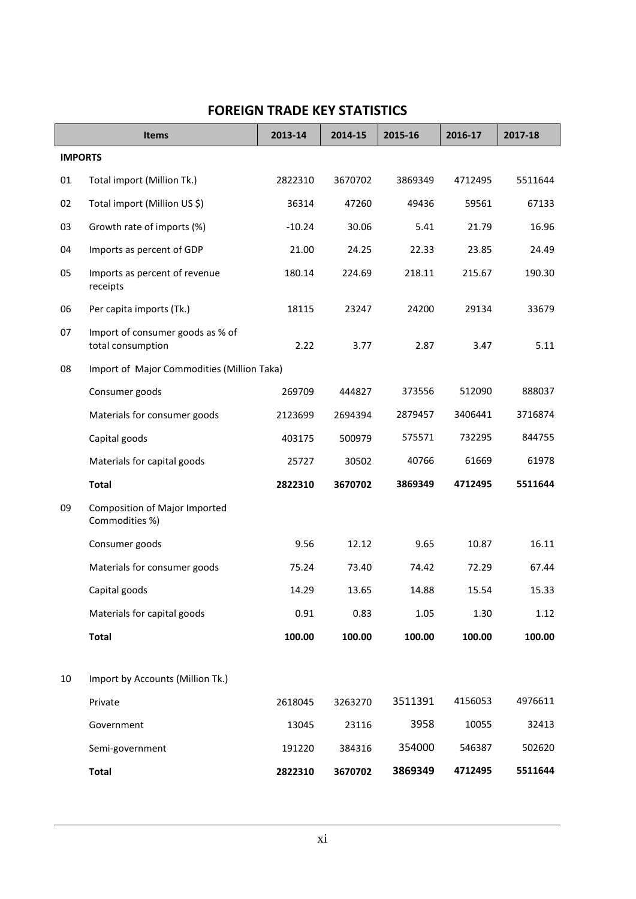# FOREIGN TRADE KEY STATISTICS

| | Items | 2013-14 | 2014-15 | 2015-16 | 2016-17 | 2017-18 |
|---|---|---|---|---|---|---|
| **IMPORTS** | | | | | | |
| 01 | Total import (Million Tk.) | 2822310 | 3670702 | 3869349 | 4712495 | 5511644 |
| 02 | Total import (Million US $) | 36314 | 47260 | 49436 | 59561 | 67133 |
| 03 | Growth rate of imports (%) | -10.24 | 30.06 | 5.41 | 21.79 | 16.96 |
| 04 | Imports as percent of GDP | 21.00 | 24.25 | 22.33 | 23.85 | 24.49 |
| 05 | Imports as percent of revenue receipts | 180.14 | 224.69 | 218.11 | 215.67 | 190.30 |
| 06 | Per capita imports (Tk.) | 18115 | 23247 | 24200 | 29134 | 33679 |
| 07 | Import of consumer goods as % of total consumption | 2.22 | 3.77 | 2.87 | 3.47 | 5.11 |
| 08 | Import of Major Commodities (Million Taka) | | | | | |
| | Consumer goods | 269709 | 444827 | 373556 | 512090 | 888037 |
| | Materials for consumer goods | 2123699 | 2694394 | 2879457 | 3406441 | 3716874 |
| | Capital goods | 403175 | 500979 | 575571 | 732295 | 844755 |
| | Materials for capital goods | 25727 | 30502 | 40766 | 61669 | 61978 |
| | **Total** | **2822310** | **3670702** | **3869349** | **4712495** | **5511644** |
| 09 | Composition of Major Imported Commodities %) | | | | | |
| | Consumer goods | 9.56 | 12.12 | 9.65 | 10.87 | 16.11 |
| | Materials for consumer goods | 75.24 | 73.40 | 74.42 | 72.29 | 67.44 |
| | Capital goods | 14.29 | 13.65 | 14.88 | 15.54 | 15.33 |
| | Materials for capital goods | 0.91 | 0.83 | 1.05 | 1.30 | 1.12 |
| | **Total** | **100.00** | **100.00** | **100.00** | **100.00** | **100.00** |
| 10 | Import by Accounts (Million Tk.) | | | | | |
| | Private | 2618045 | 3263270 | 3511391 | 4156053 | 4976611 |
| | Government | 13045 | 23116 | 3958 | 10055 | 32413 |
| | Semi-government | 191220 | 384316 | 354000 | 546387 | 502620 |
| | **Total** | **2822310** | **3670702** | **3869349** | **4712495** | **5511644** |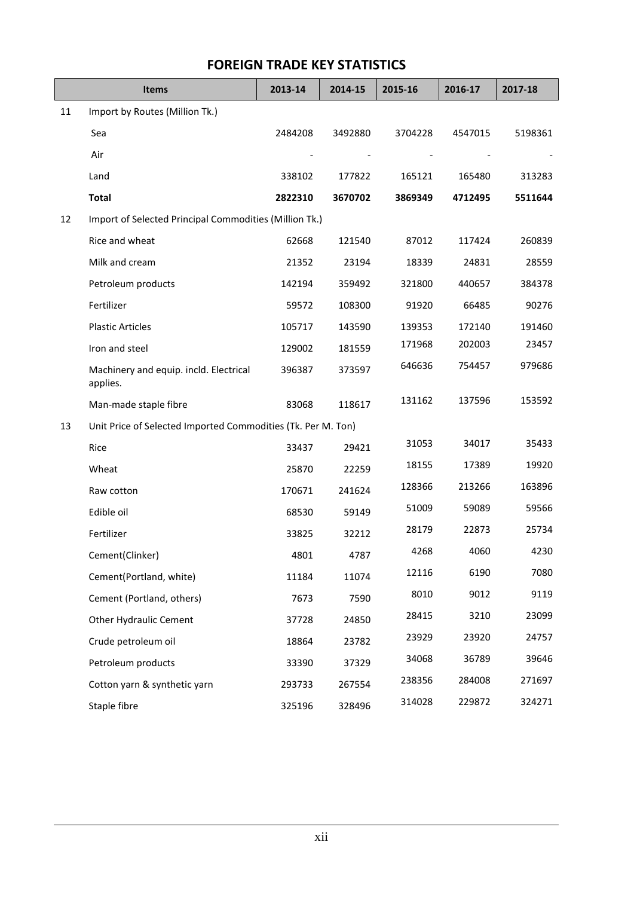## FOREIGN TRADE KEY STATISTICS

| | Items | 2013-14 | 2014-15 | 2015-16 | 2016-17 | 2017-18 |
|---|---|---|---|---|---|---|
| 11 | Import by Routes (Million Tk.) | | | | | |
| | Sea | 2484208 | 3492880 | 3704228 | 4547015 | 5198361 |
| | Air | - | - | - | - | - |
| | Land | 338102 | 177822 | 165121 | 165480 | 313283 |
| | **Total** | **2822310** | **3670702** | **3869349** | **4712495** | **5511644** |
| 12 | Import of Selected Principal Commodities (Million Tk.) | | | | | |
| | Rice and wheat | 62668 | 121540 | 87012 | 117424 | 260839 |
| | Milk and cream | 21352 | 23194 | 18339 | 24831 | 28559 |
| | Petroleum products | 142194 | 359492 | 321800 | 440657 | 384378 |
| | Fertilizer | 59572 | 108300 | 91920 | 66485 | 90276 |
| | Plastic Articles | 105717 | 143590 | 139353 | 172140 | 191460 |
| | Iron and steel | 129002 | 181559 | 171968 | 202003 | 23457 |
| | Machinery and equip. incld. Electrical applies. | 396387 | 373597 | 646636 | 754457 | 979686 |
| | Man-made staple fibre | 83068 | 118617 | 131162 | 137596 | 153592 |
| 13 | Unit Price of Selected Imported Commodities (Tk. Per M. Ton) | | | | | |
| | Rice | 33437 | 29421 | 31053 | 34017 | 35433 |
| | Wheat | 25870 | 22259 | 18155 | 17389 | 19920 |
| | Raw cotton | 170671 | 241624 | 128366 | 213266 | 163896 |
| | Edible oil | 68530 | 59149 | 51009 | 59089 | 59566 |
| | Fertilizer | 33825 | 32212 | 28179 | 22873 | 25734 |
| | Cement(Clinker) | 4801 | 4787 | 4268 | 4060 | 4230 |
| | Cement(Portland, white) | 11184 | 11074 | 12116 | 6190 | 7080 |
| | Cement (Portland, others) | 7673 | 7590 | 8010 | 9012 | 9119 |
| | Other Hydraulic Cement | 37728 | 24850 | 28415 | 3210 | 23099 |
| | Crude petroleum oil | 18864 | 23782 | 23929 | 23920 | 24757 |
| | Petroleum products | 33390 | 37329 | 34068 | 36789 | 39646 |
| | Cotton yarn & synthetic yarn | 293733 | 267554 | 238356 | 284008 | 271697 |
| | Staple fibre | 325196 | 328496 | 314028 | 229872 | 324271 |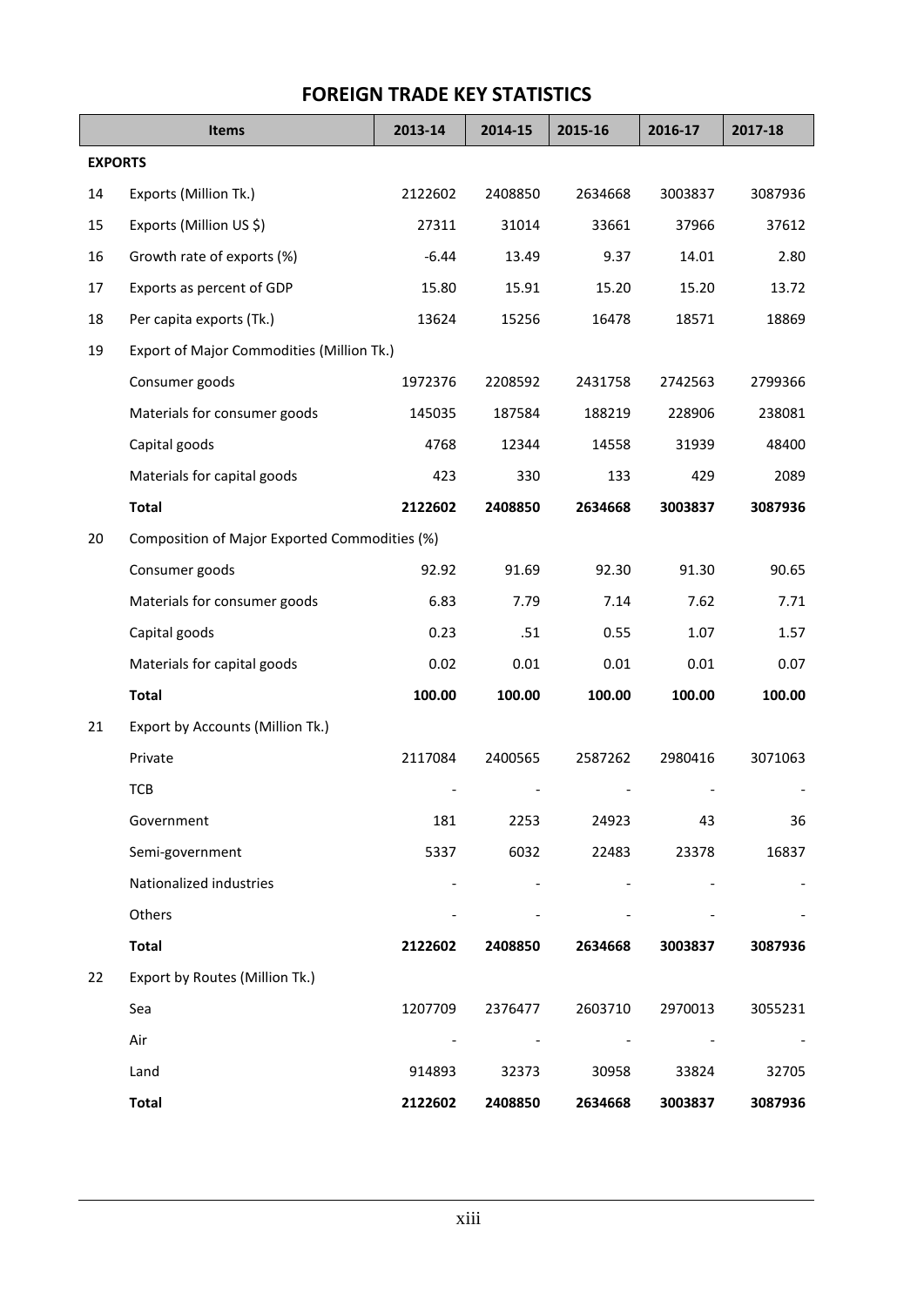## FOREIGN TRADE KEY STATISTICS

| | Items | 2013-14 | 2014-15 | 2015-16 | 2016-17 | 2017-18 |
|---|---|---|---|---|---|---|
| **EXPORTS** | | | | | | |
| 14 | Exports (Million Tk.) | 2122602 | 2408850 | 2634668 | 3003837 | 3087936 |
| 15 | Exports (Million US $) | 27311 | 31014 | 33661 | 37966 | 37612 |
| 16 | Growth rate of exports (%) | -6.44 | 13.49 | 9.37 | 14.01 | 2.80 |
| 17 | Exports as percent of GDP | 15.80 | 15.91 | 15.20 | 15.20 | 13.72 |
| 18 | Per capita exports (Tk.) | 13624 | 15256 | 16478 | 18571 | 18869 |
| 19 | Export of Major Commodities (Million Tk.) | | | | | |
| | Consumer goods | 1972376 | 2208592 | 2431758 | 2742563 | 2799366 |
| | Materials for consumer goods | 145035 | 187584 | 188219 | 228906 | 238081 |
| | Capital goods | 4768 | 12344 | 14558 | 31939 | 48400 |
| | Materials for capital goods | 423 | 330 | 133 | 429 | 2089 |
| | **Total** | **2122602** | **2408850** | **2634668** | **3003837** | **3087936** |
| 20 | Composition of Major Exported Commodities (%) | | | | | |
| | Consumer goods | 92.92 | 91.69 | 92.30 | 91.30 | 90.65 |
| | Materials for consumer goods | 6.83 | 7.79 | 7.14 | 7.62 | 7.71 |
| | Capital goods | 0.23 | .51 | 0.55 | 1.07 | 1.57 |
| | Materials for capital goods | 0.02 | 0.01 | 0.01 | 0.01 | 0.07 |
| | **Total** | **100.00** | **100.00** | **100.00** | **100.00** | **100.00** |
| 21 | Export by Accounts (Million Tk.) | | | | | |
| | Private | 2117084 | 2400565 | 2587262 | 2980416 | 3071063 |
| | TCB | - | - | - | - | - |
| | Government | 181 | 2253 | 24923 | 43 | 36 |
| | Semi-government | 5337 | 6032 | 22483 | 23378 | 16837 |
| | Nationalized industries | - | - | - | - | - |
| | Others | - | - | - | - | - |
| | **Total** | **2122602** | **2408850** | **2634668** | **3003837** | **3087936** |
| 22 | Export by Routes (Million Tk.) | | | | | |
| | Sea | 1207709 | 2376477 | 2603710 | 2970013 | 3055231 |
| | Air | - | - | - | - | - |
| | Land | 914893 | 32373 | 30958 | 33824 | 32705 |
| | **Total** | **2122602** | **2408850** | **2634668** | **3003837** | **3087936** |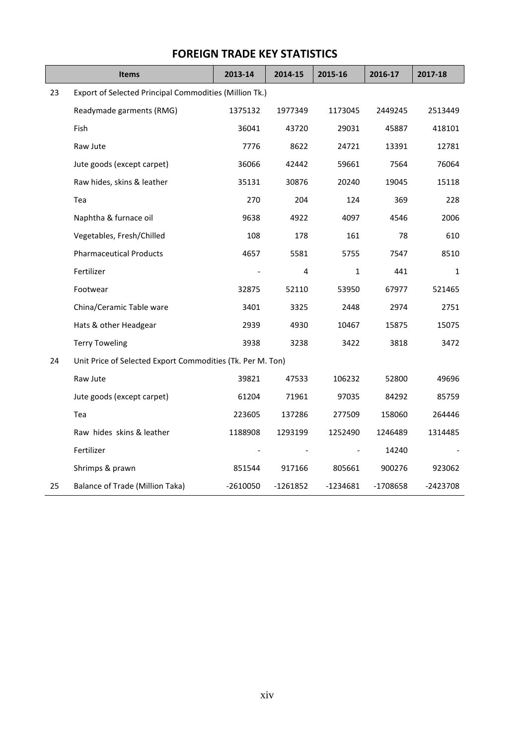# FOREIGN TRADE KEY STATISTICS

| | Items | 2013-14 | 2014-15 | 2015-16 | 2016-17 | 2017-18 |
|---|---|---|---|---|---|---|
| 23 | Export of Selected Principal Commodities (Million Tk.) | | | | | |
| | Readymade garments (RMG) | 1375132 | 1977349 | 1173045 | 2449245 | 2513449 |
| | Fish | 36041 | 43720 | 29031 | 45887 | 418101 |
| | Raw Jute | 7776 | 8622 | 24721 | 13391 | 12781 |
| | Jute goods (except carpet) | 36066 | 42442 | 59661 | 7564 | 76064 |
| | Raw hides, skins & leather | 35131 | 30876 | 20240 | 19045 | 15118 |
| | Tea | 270 | 204 | 124 | 369 | 228 |
| | Naphtha & furnace oil | 9638 | 4922 | 4097 | 4546 | 2006 |
| | Vegetables, Fresh/Chilled | 108 | 178 | 161 | 78 | 610 |
| | Pharmaceutical Products | 4657 | 5581 | 5755 | 7547 | 8510 |
| | Fertilizer | - | 4 | 1 | 441 | 1 |
| | Footwear | 32875 | 52110 | 53950 | 67977 | 521465 |
| | China/Ceramic Table ware | 3401 | 3325 | 2448 | 2974 | 2751 |
| | Hats & other Headgear | 2939 | 4930 | 10467 | 15875 | 15075 |
| | Terry Toweling | 3938 | 3238 | 3422 | 3818 | 3472 |
| 24 | Unit Price of Selected Export Commodities (Tk. Per M. Ton) | | | | | |
| | Raw Jute | 39821 | 47533 | 106232 | 52800 | 49696 |
| | Jute goods (except carpet) | 61204 | 71961 | 97035 | 84292 | 85759 |
| | Tea | 223605 | 137286 | 277509 | 158060 | 264446 |
| | Raw hides skins & leather | 1188908 | 1293199 | 1252490 | 1246489 | 1314485 |
| | Fertilizer | - | - | - | 14240 | - |
| | Shrimps & prawn | 851544 | 917166 | 805661 | 900276 | 923062 |
| 25 | Balance of Trade (Million Taka) | -2610050 | -1261852 | -1234681 | -1708658 | -2423708 |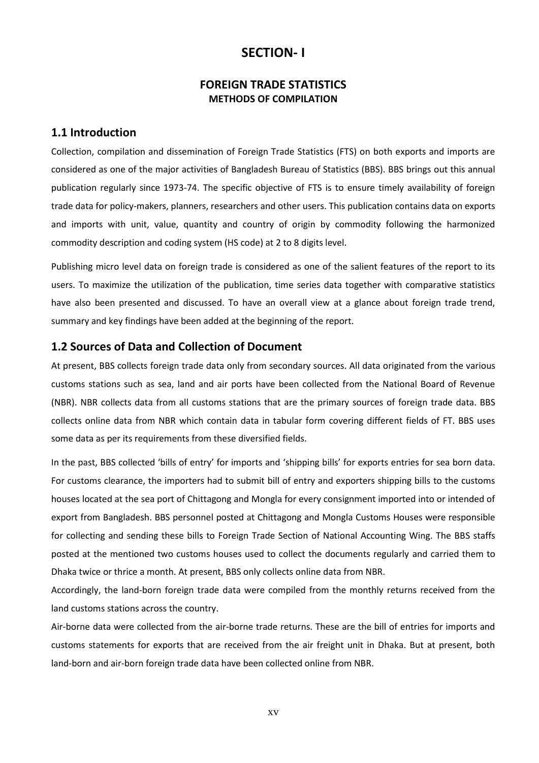# SECTION- I

## FOREIGN TRADE STATISTICS
### METHODS OF COMPILATION

## 1.1 Introduction

Collection, compilation and dissemination of Foreign Trade Statistics (FTS) on both exports and imports are considered as one of the major activities of Bangladesh Bureau of Statistics (BBS). BBS brings out this annual publication regularly since 1973-74. The specific objective of FTS is to ensure timely availability of foreign trade data for policy-makers, planners, researchers and other users. This publication contains data on exports and imports with unit, value, quantity and country of origin by commodity following the harmonized commodity description and coding system (HS code) at 2 to 8 digits level.

Publishing micro level data on foreign trade is considered as one of the salient features of the report to its users. To maximize the utilization of the publication, time series data together with comparative statistics have also been presented and discussed. To have an overall view at a glance about foreign trade trend, summary and key findings have been added at the beginning of the report.

## 1.2 Sources of Data and Collection of Document

At present, BBS collects foreign trade data only from secondary sources. All data originated from the various customs stations such as sea, land and air ports have been collected from the National Board of Revenue (NBR). NBR collects data from all customs stations that are the primary sources of foreign trade data. BBS collects online data from NBR which contain data in tabular form covering different fields of FT. BBS uses some data as per its requirements from these diversified fields.

In the past, BBS collected 'bills of entry' for imports and 'shipping bills' for exports entries for sea born data. For customs clearance, the importers had to submit bill of entry and exporters shipping bills to the customs houses located at the sea port of Chittagong and Mongla for every consignment imported into or intended of export from Bangladesh. BBS personnel posted at Chittagong and Mongla Customs Houses were responsible for collecting and sending these bills to Foreign Trade Section of National Accounting Wing. The BBS staffs posted at the mentioned two customs houses used to collect the documents regularly and carried them to Dhaka twice or thrice a month. At present, BBS only collects online data from NBR.

Accordingly, the land-born foreign trade data were compiled from the monthly returns received from the land customs stations across the country.

Air-borne data were collected from the air-borne trade returns. These are the bill of entries for imports and customs statements for exports that are received from the air freight unit in Dhaka. But at present, both land-born and air-born foreign trade data have been collected online from NBR.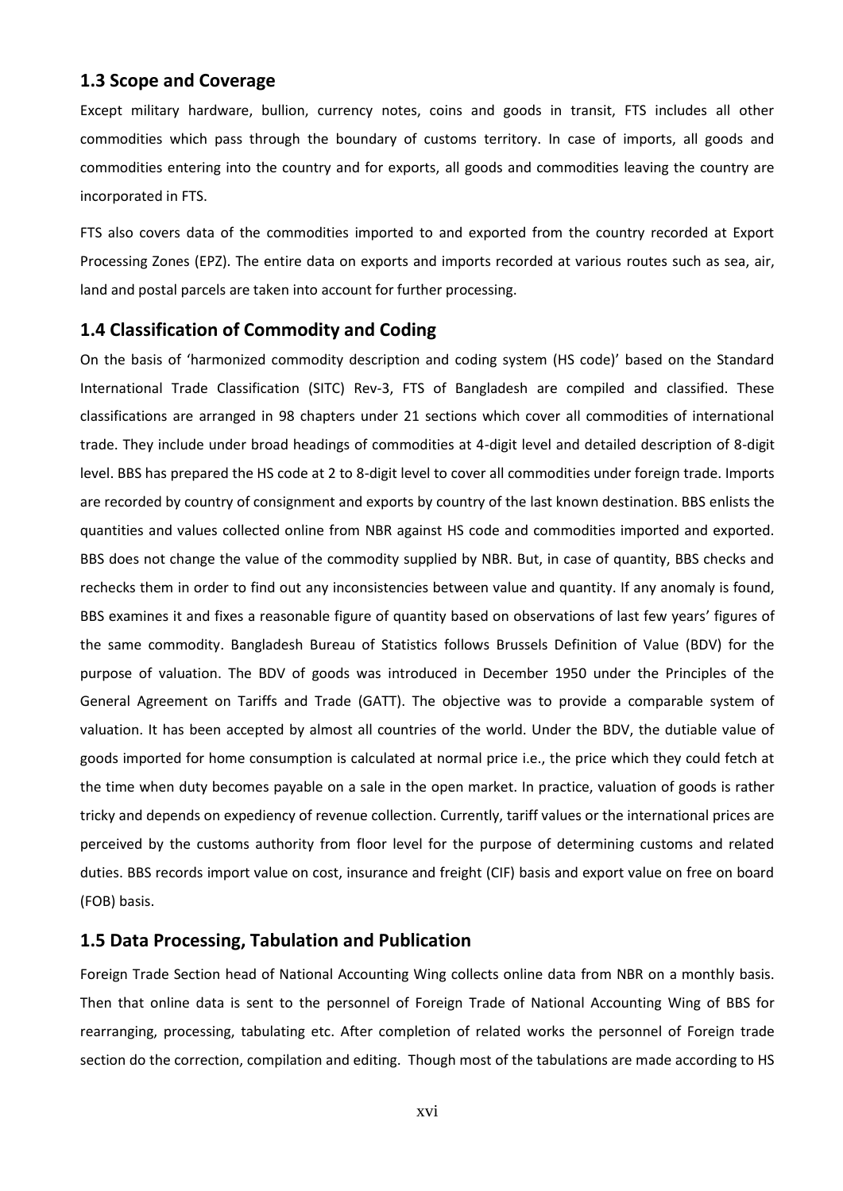## 1.3 Scope and Coverage

Except military hardware, bullion, currency notes, coins and goods in transit, FTS includes all other commodities which pass through the boundary of customs territory. In case of imports, all goods and commodities entering into the country and for exports, all goods and commodities leaving the country are incorporated in FTS.

FTS also covers data of the commodities imported to and exported from the country recorded at Export Processing Zones (EPZ). The entire data on exports and imports recorded at various routes such as sea, air, land and postal parcels are taken into account for further processing.

## 1.4 Classification of Commodity and Coding

On the basis of 'harmonized commodity description and coding system (HS code)' based on the Standard International Trade Classification (SITC) Rev-3, FTS of Bangladesh are compiled and classified. These classifications are arranged in 98 chapters under 21 sections which cover all commodities of international trade. They include under broad headings of commodities at 4-digit level and detailed description of 8-digit level. BBS has prepared the HS code at 2 to 8-digit level to cover all commodities under foreign trade. Imports are recorded by country of consignment and exports by country of the last known destination. BBS enlists the quantities and values collected online from NBR against HS code and commodities imported and exported. BBS does not change the value of the commodity supplied by NBR. But, in case of quantity, BBS checks and rechecks them in order to find out any inconsistencies between value and quantity. If any anomaly is found, BBS examines it and fixes a reasonable figure of quantity based on observations of last few years' figures of the same commodity. Bangladesh Bureau of Statistics follows Brussels Definition of Value (BDV) for the purpose of valuation. The BDV of goods was introduced in December 1950 under the Principles of the General Agreement on Tariffs and Trade (GATT). The objective was to provide a comparable system of valuation. It has been accepted by almost all countries of the world. Under the BDV, the dutiable value of goods imported for home consumption is calculated at normal price i.e., the price which they could fetch at the time when duty becomes payable on a sale in the open market. In practice, valuation of goods is rather tricky and depends on expediency of revenue collection. Currently, tariff values or the international prices are perceived by the customs authority from floor level for the purpose of determining customs and related duties. BBS records import value on cost, insurance and freight (CIF) basis and export value on free on board (FOB) basis.

## 1.5 Data Processing, Tabulation and Publication

Foreign Trade Section head of National Accounting Wing collects online data from NBR on a monthly basis. Then that online data is sent to the personnel of Foreign Trade of National Accounting Wing of BBS for rearranging, processing, tabulating etc. After completion of related works the personnel of Foreign trade section do the correction, compilation and editing. Though most of the tabulations are made according to HS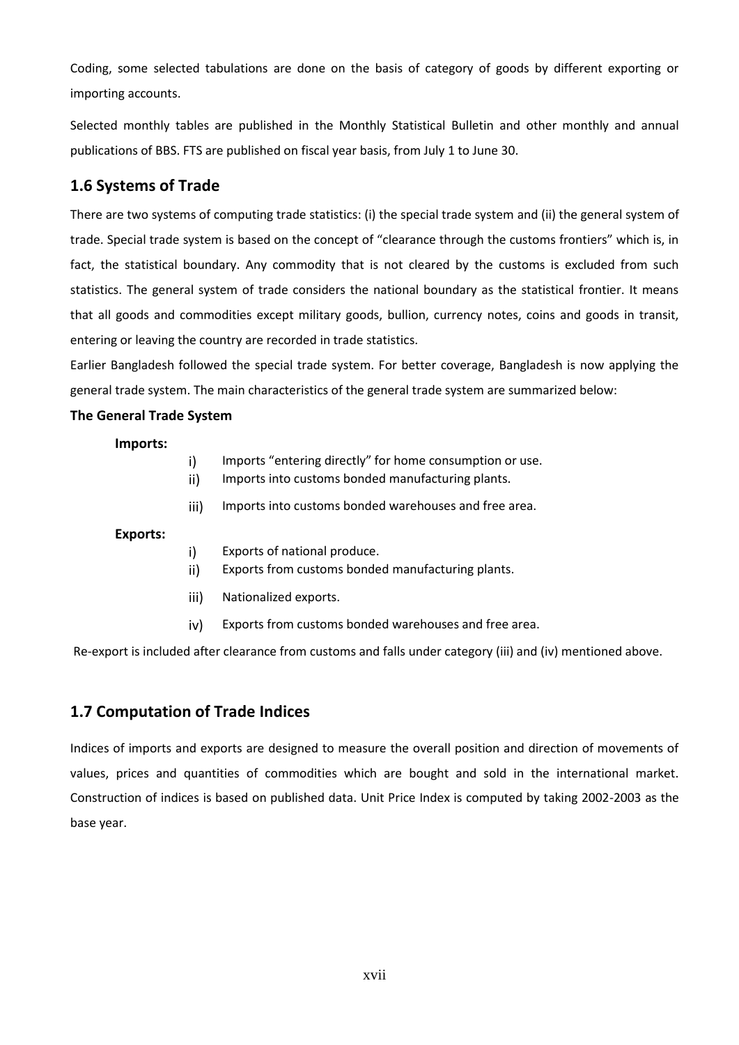Coding, some selected tabulations are done on the basis of category of goods by different exporting or importing accounts.

Selected monthly tables are published in the Monthly Statistical Bulletin and other monthly and annual publications of BBS. FTS are published on fiscal year basis, from July 1 to June 30.

## 1.6 Systems of Trade

There are two systems of computing trade statistics: (i) the special trade system and (ii) the general system of trade. Special trade system is based on the concept of "clearance through the customs frontiers" which is, in fact, the statistical boundary. Any commodity that is not cleared by the customs is excluded from such statistics. The general system of trade considers the national boundary as the statistical frontier. It means that all goods and commodities except military goods, bullion, currency notes, coins and goods in transit, entering or leaving the country are recorded in trade statistics.

Earlier Bangladesh followed the special trade system. For better coverage, Bangladesh is now applying the general trade system. The main characteristics of the general trade system are summarized below:

**The General Trade System**

**Imports:**

- i) Imports "entering directly" for home consumption or use.
- ii) Imports into customs bonded manufacturing plants.
- iii) Imports into customs bonded warehouses and free area.

**Exports:**

- i) Exports of national produce.
- ii) Exports from customs bonded manufacturing plants.
- iii) Nationalized exports.
- iv) Exports from customs bonded warehouses and free area.

Re-export is included after clearance from customs and falls under category (iii) and (iv) mentioned above.

## 1.7 Computation of Trade Indices

Indices of imports and exports are designed to measure the overall position and direction of movements of values, prices and quantities of commodities which are bought and sold in the international market. Construction of indices is based on published data. Unit Price Index is computed by taking 2002-2003 as the base year.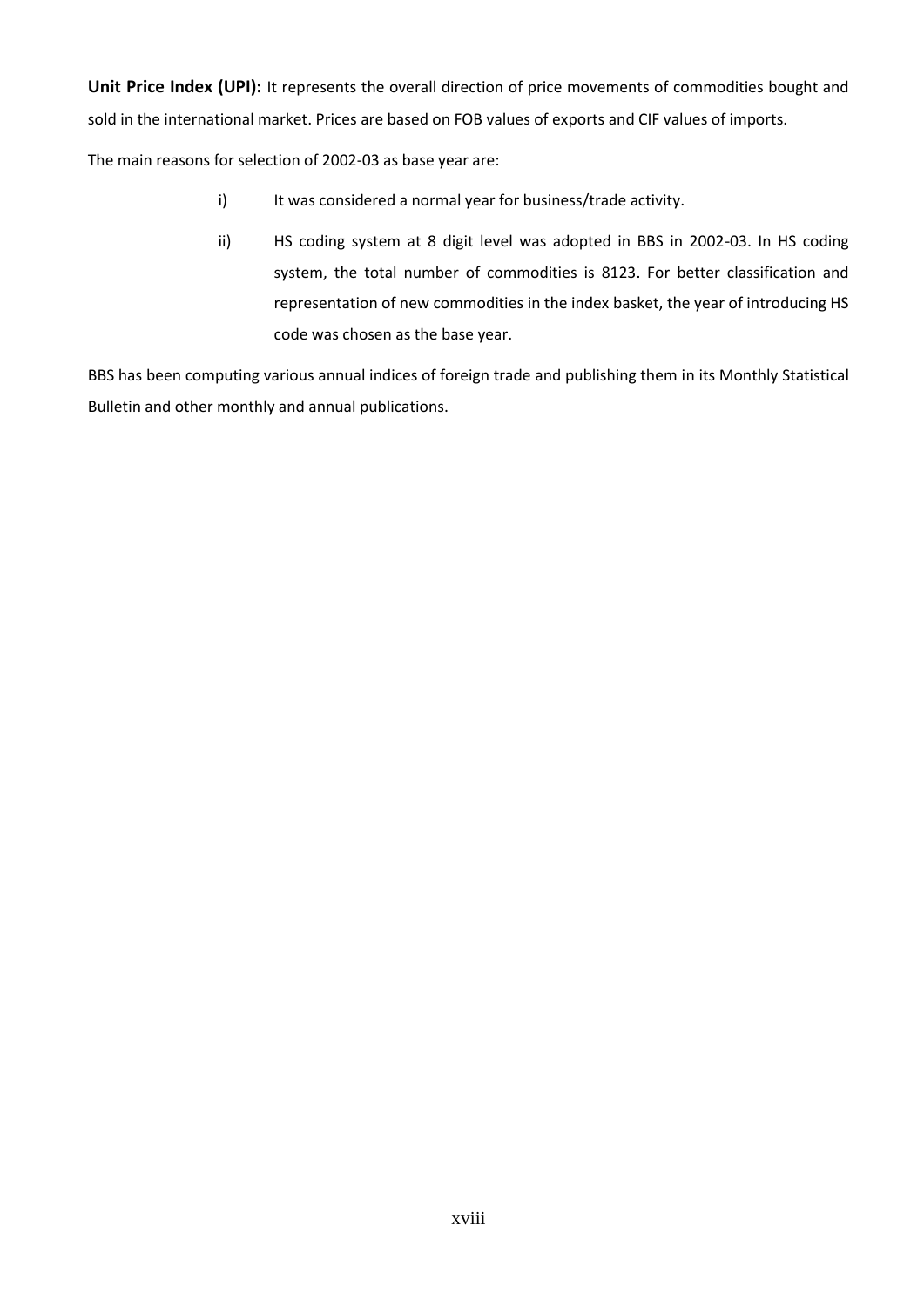**Unit Price Index (UPI):** It represents the overall direction of price movements of commodities bought and sold in the international market. Prices are based on FOB values of exports and CIF values of imports.

The main reasons for selection of 2002-03 as base year are:

i) It was considered a normal year for business/trade activity.

ii) HS coding system at 8 digit level was adopted in BBS in 2002-03. In HS coding system, the total number of commodities is 8123. For better classification and representation of new commodities in the index basket, the year of introducing HS code was chosen as the base year.

BBS has been computing various annual indices of foreign trade and publishing them in its Monthly Statistical Bulletin and other monthly and annual publications.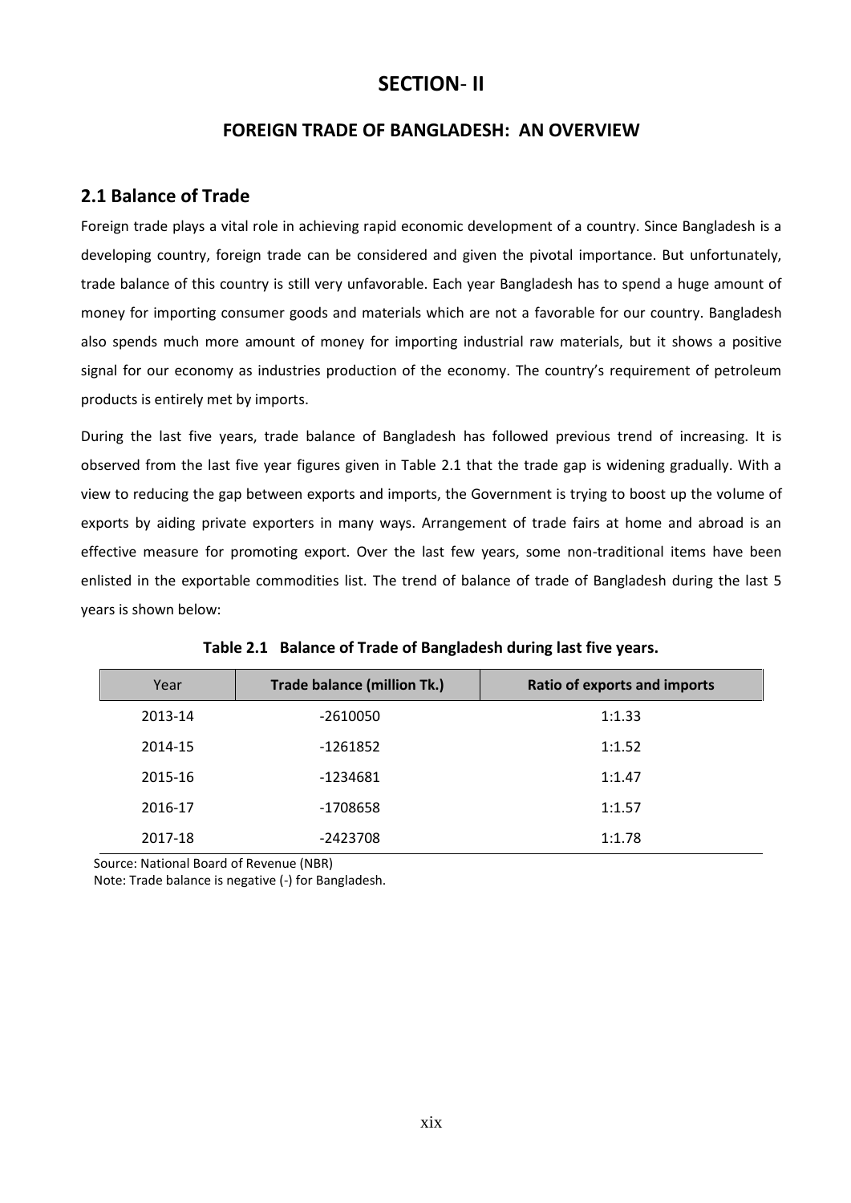# SECTION- II

## FOREIGN TRADE OF BANGLADESH: AN OVERVIEW

### 2.1 Balance of Trade

Foreign trade plays a vital role in achieving rapid economic development of a country. Since Bangladesh is a developing country, foreign trade can be considered and given the pivotal importance. But unfortunately, trade balance of this country is still very unfavorable. Each year Bangladesh has to spend a huge amount of money for importing consumer goods and materials which are not a favorable for our country. Bangladesh also spends much more amount of money for importing industrial raw materials, but it shows a positive signal for our economy as industries production of the economy. The country's requirement of petroleum products is entirely met by imports.

During the last five years, trade balance of Bangladesh has followed previous trend of increasing. It is observed from the last five year figures given in Table 2.1 that the trade gap is widening gradually. With a view to reducing the gap between exports and imports, the Government is trying to boost up the volume of exports by aiding private exporters in many ways. Arrangement of trade fairs at home and abroad is an effective measure for promoting export. Over the last few years, some non-traditional items have been enlisted in the exportable commodities list. The trend of balance of trade of Bangladesh during the last 5 years is shown below:

**Table 2.1 Balance of Trade of Bangladesh during last five years.**

| Year | Trade balance (million Tk.) | Ratio of exports and imports |
|---|---|---|
| 2013-14 | -2610050 | 1:1.33 |
| 2014-15 | -1261852 | 1:1.52 |
| 2015-16 | -1234681 | 1:1.47 |
| 2016-17 | -1708658 | 1:1.57 |
| 2017-18 | -2423708 | 1:1.78 |

Source: National Board of Revenue (NBR)

Note: Trade balance is negative (-) for Bangladesh.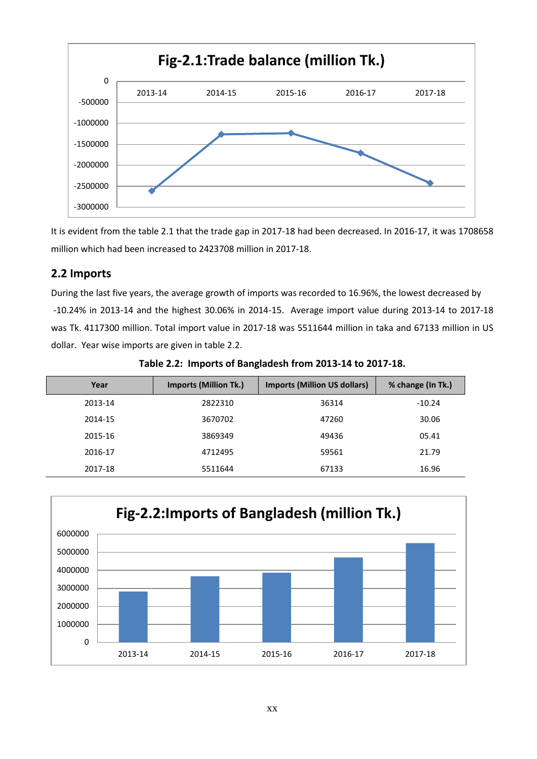**Fig-2.1:Trade balance (million Tk.)**

It is evident from the table 2.1 that the trade gap in 2017-18 had been decreased. In 2016-17, it was 1708658 million which had been increased to 2423708 million in 2017-18.

## 2.2 Imports

During the last five years, the average growth of imports was recorded to 16.96%, the lowest decreased by -10.24% in 2013-14 and the highest 30.06% in 2014-15. Average import value during 2013-14 to 2017-18 was Tk. 4117300 million. Total import value in 2017-18 was 5511644 million in taka and 67133 million in US dollar. Year wise imports are given in table 2.2.

**Table 2.2: Imports of Bangladesh from 2013-14 to 2017-18.**

| Year | Imports (Million Tk.) | Imports (Million US dollars) | % change (In Tk.) |
|---|---|---|---|
| 2013-14 | 2822310 | 36314 | -10.24 |
| 2014-15 | 3670702 | 47260 | 30.06 |
| 2015-16 | 3869349 | 49436 | 05.41 |
| 2016-17 | 4712495 | 59561 | 21.79 |
| 2017-18 | 5511644 | 67133 | 16.96 |

**Fig-2.2:Imports of Bangladesh (million Tk.)**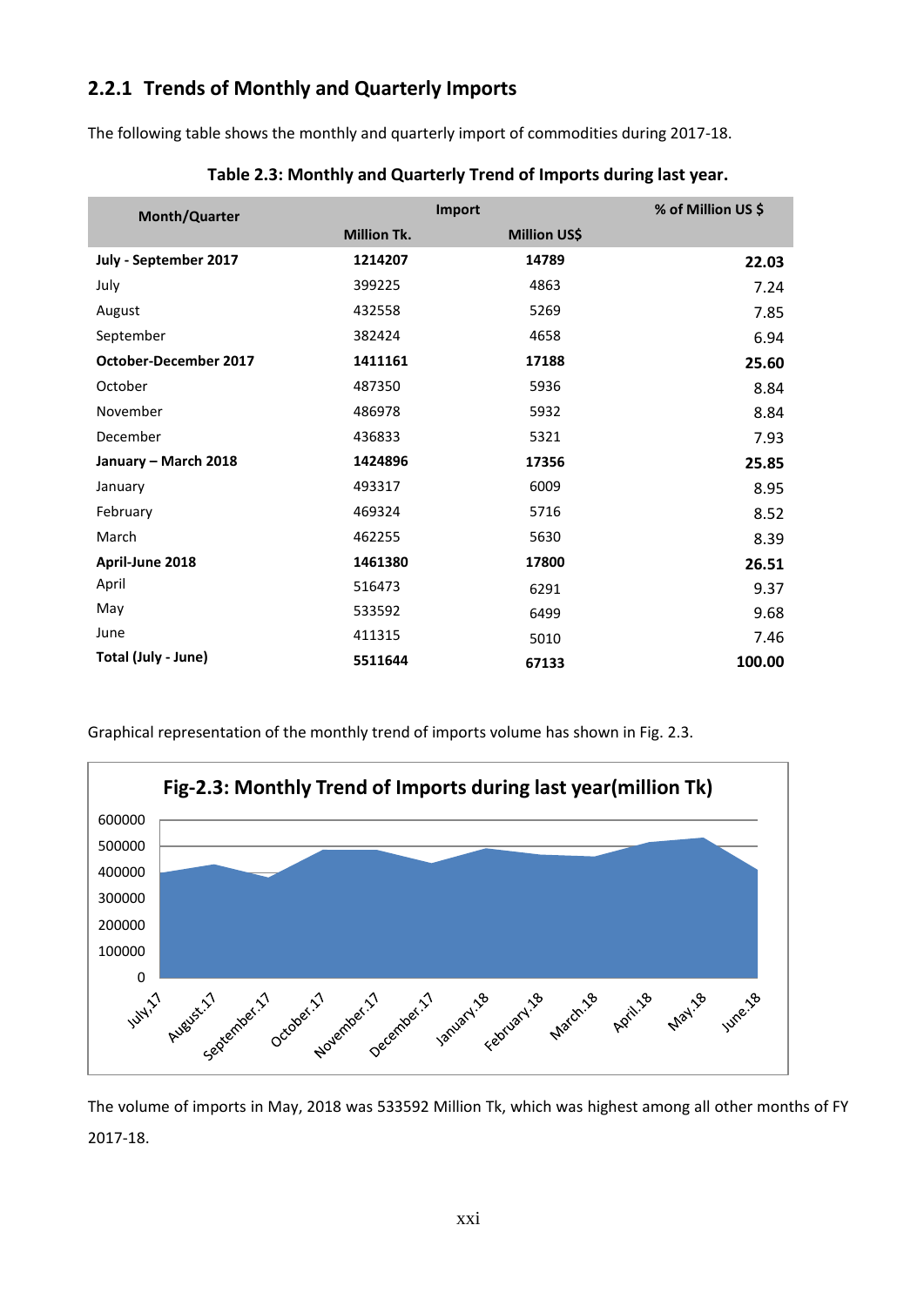### 2.2.1 Trends of Monthly and Quarterly Imports

The following table shows the monthly and quarterly import of commodities during 2017-18.

**Table 2.3: Monthly and Quarterly Trend of Imports during last year.**

| Month/Quarter | Import | | % of Million US $ |
|---|---|---|---|
| | Million Tk. | Million US$ | |
| **July - September 2017** | **1214207** | **14789** | **22.03** |
| July | 399225 | 4863 | 7.24 |
| August | 432558 | 5269 | 7.85 |
| September | 382424 | 4658 | 6.94 |
| **October-December 2017** | **1411161** | **17188** | **25.60** |
| October | 487350 | 5936 | 8.84 |
| November | 486978 | 5932 | 8.84 |
| December | 436833 | 5321 | 7.93 |
| **January – March 2018** | **1424896** | **17356** | **25.85** |
| January | 493317 | 6009 | 8.95 |
| February | 469324 | 5716 | 8.52 |
| March | 462255 | 5630 | 8.39 |
| **April-June 2018** | **1461380** | **17800** | **26.51** |
| April | 516473 | 6291 | 9.37 |
| May | 533592 | 6499 | 9.68 |
| June | 411315 | 5010 | 7.46 |
| **Total (July - June)** | **5511644** | **67133** | **100.00** |

Graphical representation of the monthly trend of imports volume has shown in Fig. 2.3.

**Fig-2.3: Monthly Trend of Imports during last year(million Tk)**

The volume of imports in May, 2018 was 533592 Million Tk, which was highest among all other months of FY 2017-18.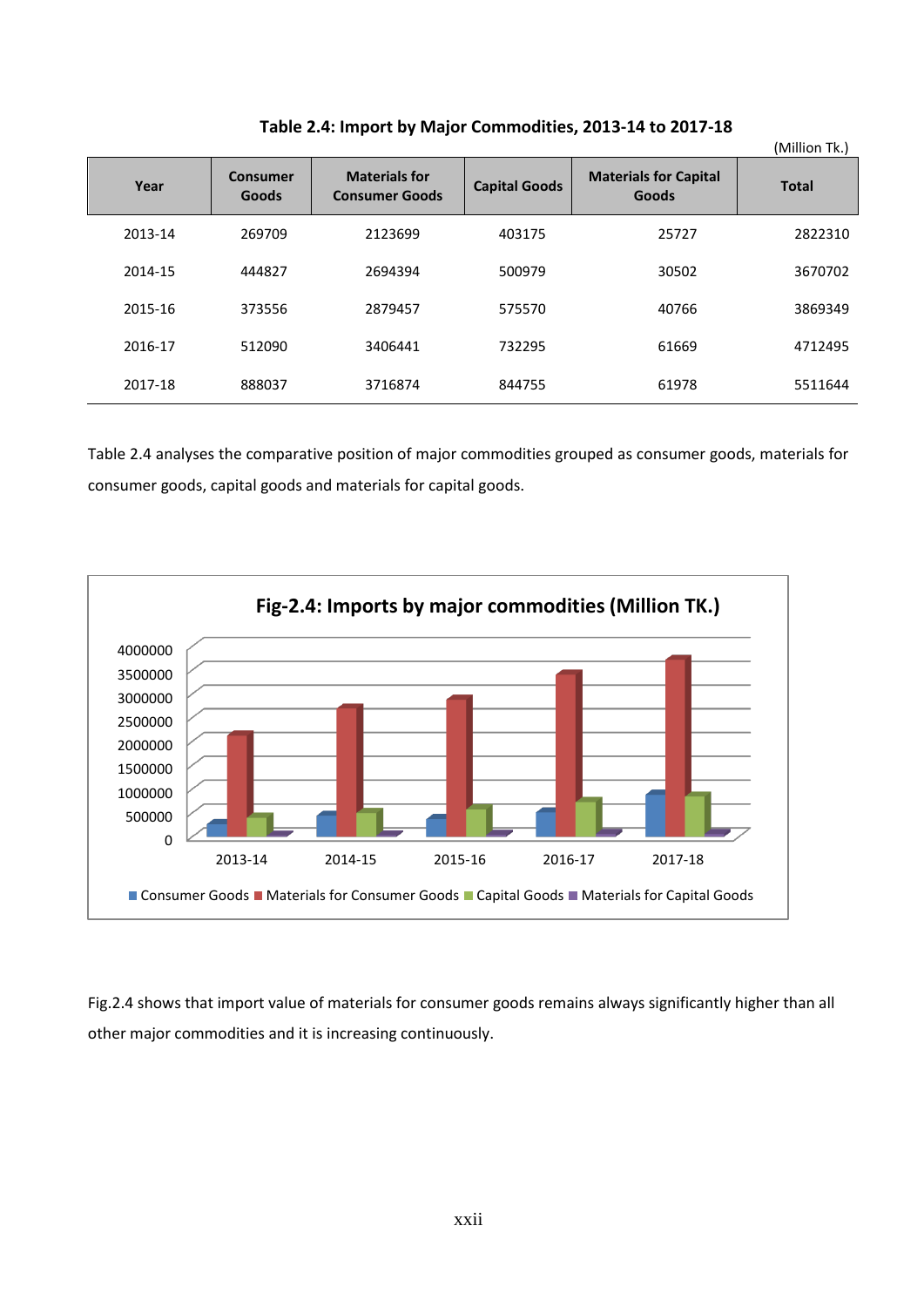**Table 2.4: Import by Major Commodities, 2013-14 to 2017-18**

(Million Tk.)

| Year | Consumer Goods | Materials for Consumer Goods | Capital Goods | Materials for Capital Goods | Total |
|---|---|---|---|---|---|
| 2013-14 | 269709 | 2123699 | 403175 | 25727 | 2822310 |
| 2014-15 | 444827 | 2694394 | 500979 | 30502 | 3670702 |
| 2015-16 | 373556 | 2879457 | 575570 | 40766 | 3869349 |
| 2016-17 | 512090 | 3406441 | 732295 | 61669 | 4712495 |
| 2017-18 | 888037 | 3716874 | 844755 | 61978 | 5511644 |

Table 2.4 analyses the comparative position of major commodities grouped as consumer goods, materials for consumer goods, capital goods and materials for capital goods.

Fig-2.4: Imports by major commodities (Million TK.)

Fig.2.4 shows that import value of materials for consumer goods remains always significantly higher than all other major commodities and it is increasing continuously.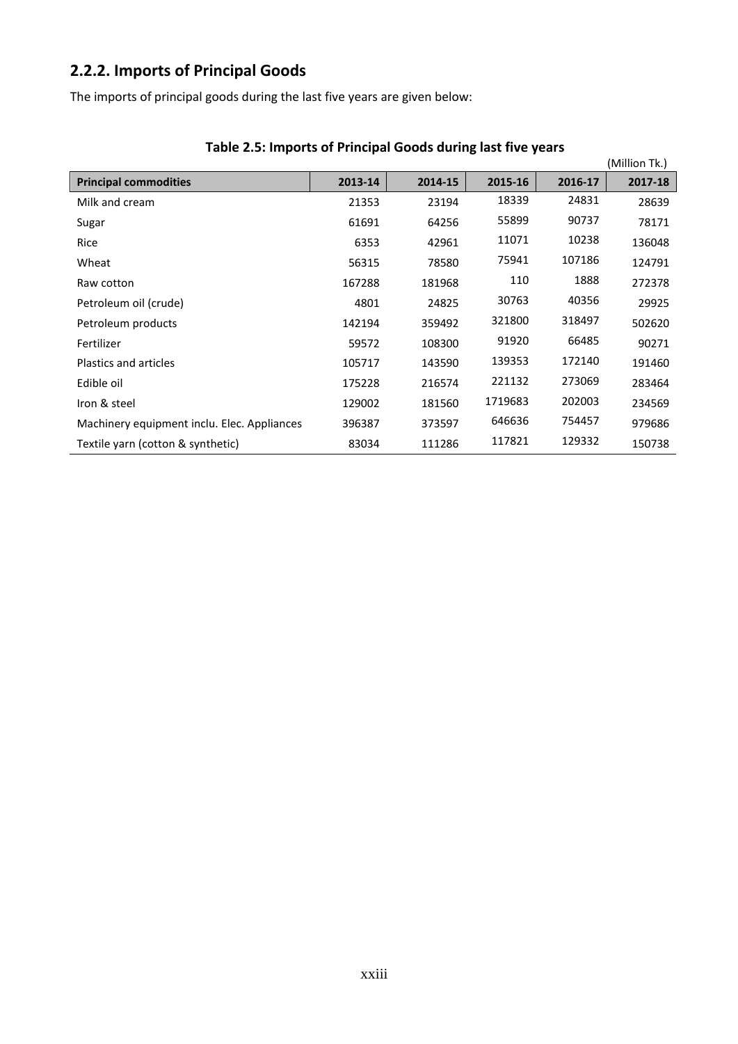## 2.2.2. Imports of Principal Goods

The imports of principal goods during the last five years are given below:

**Table 2.5: Imports of Principal Goods during last five years**

(Million Tk.)

| Principal commodities | 2013-14 | 2014-15 | 2015-16 | 2016-17 | 2017-18 |
|---|---|---|---|---|---|
| Milk and cream | 21353 | 23194 | 18339 | 24831 | 28639 |
| Sugar | 61691 | 64256 | 55899 | 90737 | 78171 |
| Rice | 6353 | 42961 | 11071 | 10238 | 136048 |
| Wheat | 56315 | 78580 | 75941 | 107186 | 124791 |
| Raw cotton | 167288 | 181968 | 110 | 1888 | 272378 |
| Petroleum oil (crude) | 4801 | 24825 | 30763 | 40356 | 29925 |
| Petroleum products | 142194 | 359492 | 321800 | 318497 | 502620 |
| Fertilizer | 59572 | 108300 | 91920 | 66485 | 90271 |
| Plastics and articles | 105717 | 143590 | 139353 | 172140 | 191460 |
| Edible oil | 175228 | 216574 | 221132 | 273069 | 283464 |
| Iron & steel | 129002 | 181560 | 1719683 | 202003 | 234569 |
| Machinery equipment inclu. Elec. Appliances | 396387 | 373597 | 646636 | 754457 | 979686 |
| Textile yarn (cotton & synthetic) | 83034 | 111286 | 117821 | 129332 | 150738 |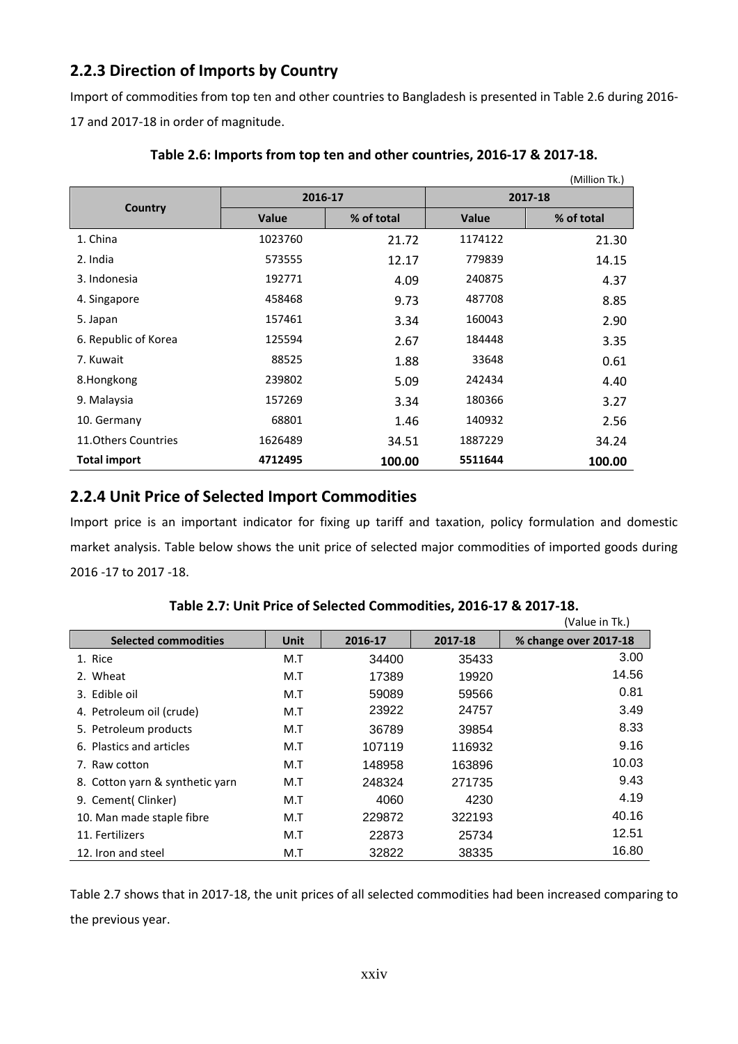## 2.2.3 Direction of Imports by Country

Import of commodities from top ten and other countries to Bangladesh is presented in Table 2.6 during 2016-17 and 2017-18 in order of magnitude.

**Table 2.6: Imports from top ten and other countries, 2016-17 & 2017-18.**

(Million Tk.)

| Country | 2016-17 | | 2017-18 | |
|---|---|---|---|---|
| | Value | % of total | Value | % of total |
| 1. China | 1023760 | 21.72 | 1174122 | 21.30 |
| 2. India | 573555 | 12.17 | 779839 | 14.15 |
| 3. Indonesia | 192771 | 4.09 | 240875 | 4.37 |
| 4. Singapore | 458468 | 9.73 | 487708 | 8.85 |
| 5. Japan | 157461 | 3.34 | 160043 | 2.90 |
| 6. Republic of Korea | 125594 | 2.67 | 184448 | 3.35 |
| 7. Kuwait | 88525 | 1.88 | 33648 | 0.61 |
| 8.Hongkong | 239802 | 5.09 | 242434 | 4.40 |
| 9. Malaysia | 157269 | 3.34 | 180366 | 3.27 |
| 10. Germany | 68801 | 1.46 | 140932 | 2.56 |
| 11.Others Countries | 1626489 | 34.51 | 1887229 | 34.24 |
| **Total import** | **4712495** | **100.00** | **5511644** | **100.00** |

## 2.2.4 Unit Price of Selected Import Commodities

Import price is an important indicator for fixing up tariff and taxation, policy formulation and domestic market analysis. Table below shows the unit price of selected major commodities of imported goods during 2016 -17 to 2017 -18.

**Table 2.7: Unit Price of Selected Commodities, 2016-17 & 2017-18.**

(Value in Tk.)

| Selected commodities | Unit | 2016-17 | 2017-18 | % change over 2017-18 |
|---|---|---|---|---|
| 1. Rice | M.T | 34400 | 35433 | 3.00 |
| 2. Wheat | M.T | 17389 | 19920 | 14.56 |
| 3. Edible oil | M.T | 59089 | 59566 | 0.81 |
| 4. Petroleum oil (crude) | M.T | 23922 | 24757 | 3.49 |
| 5. Petroleum products | M.T | 36789 | 39854 | 8.33 |
| 6. Plastics and articles | M.T | 107119 | 116932 | 9.16 |
| 7. Raw cotton | M.T | 148958 | 163896 | 10.03 |
| 8. Cotton yarn & synthetic yarn | M.T | 248324 | 271735 | 9.43 |
| 9. Cement( Clinker) | M.T | 4060 | 4230 | 4.19 |
| 10. Man made staple fibre | M.T | 229872 | 322193 | 40.16 |
| 11. Fertilizers | M.T | 22873 | 25734 | 12.51 |
| 12. Iron and steel | M.T | 32822 | 38335 | 16.80 |

Table 2.7 shows that in 2017-18, the unit prices of all selected commodities had been increased comparing to the previous year.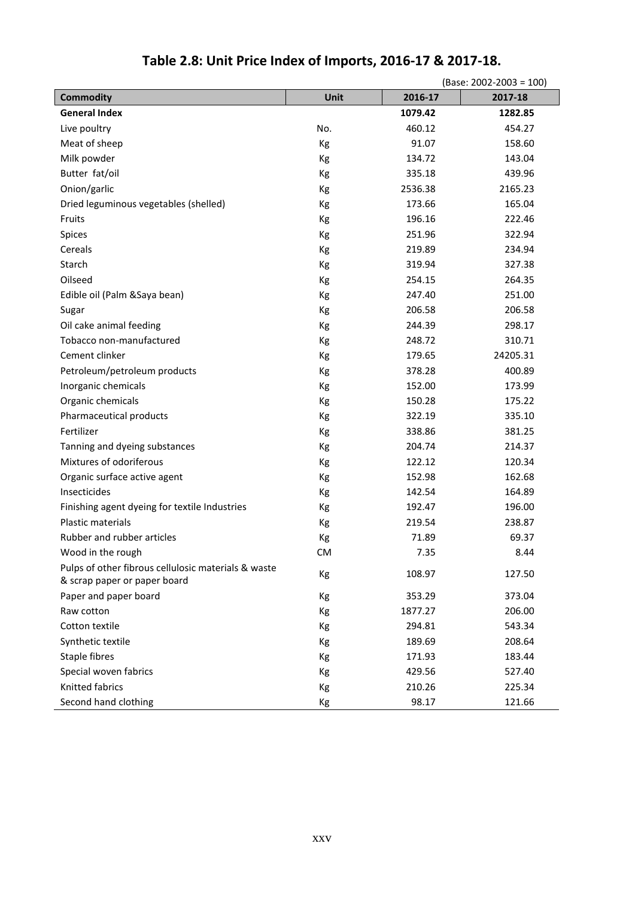# Table 2.8: Unit Price Index of Imports, 2016-17 & 2017-18.

(Base: 2002-2003 = 100)

| Commodity | Unit | 2016-17 | 2017-18 |
|---|---|---|---|
| **General Index** | | **1079.42** | **1282.85** |
| Live poultry | No. | 460.12 | 454.27 |
| Meat of sheep | Kg | 91.07 | 158.60 |
| Milk powder | Kg | 134.72 | 143.04 |
| Butter fat/oil | Kg | 335.18 | 439.96 |
| Onion/garlic | Kg | 2536.38 | 2165.23 |
| Dried leguminous vegetables (shelled) | Kg | 173.66 | 165.04 |
| Fruits | Kg | 196.16 | 222.46 |
| Spices | Kg | 251.96 | 322.94 |
| Cereals | Kg | 219.89 | 234.94 |
| Starch | Kg | 319.94 | 327.38 |
| Oilseed | Kg | 254.15 | 264.35 |
| Edible oil (Palm &Saya bean) | Kg | 247.40 | 251.00 |
| Sugar | Kg | 206.58 | 206.58 |
| Oil cake animal feeding | Kg | 244.39 | 298.17 |
| Tobacco non-manufactured | Kg | 248.72 | 310.71 |
| Cement clinker | Kg | 179.65 | 24205.31 |
| Petroleum/petroleum products | Kg | 378.28 | 400.89 |
| Inorganic chemicals | Kg | 152.00 | 173.99 |
| Organic chemicals | Kg | 150.28 | 175.22 |
| Pharmaceutical products | Kg | 322.19 | 335.10 |
| Fertilizer | Kg | 338.86 | 381.25 |
| Tanning and dyeing substances | Kg | 204.74 | 214.37 |
| Mixtures of odoriferous | Kg | 122.12 | 120.34 |
| Organic surface active agent | Kg | 152.98 | 162.68 |
| Insecticides | Kg | 142.54 | 164.89 |
| Finishing agent dyeing for textile Industries | Kg | 192.47 | 196.00 |
| Plastic materials | Kg | 219.54 | 238.87 |
| Rubber and rubber articles | Kg | 71.89 | 69.37 |
| Wood in the rough | CM | 7.35 | 8.44 |
| Pulps of other fibrous cellulosic materials & waste & scrap paper or paper board | Kg | 108.97 | 127.50 |
| Paper and paper board | Kg | 353.29 | 373.04 |
| Raw cotton | Kg | 1877.27 | 206.00 |
| Cotton textile | Kg | 294.81 | 543.34 |
| Synthetic textile | Kg | 189.69 | 208.64 |
| Staple fibres | Kg | 171.93 | 183.44 |
| Special woven fabrics | Kg | 429.56 | 527.40 |
| Knitted fabrics | Kg | 210.26 | 225.34 |
| Second hand clothing | Kg | 98.17 | 121.66 |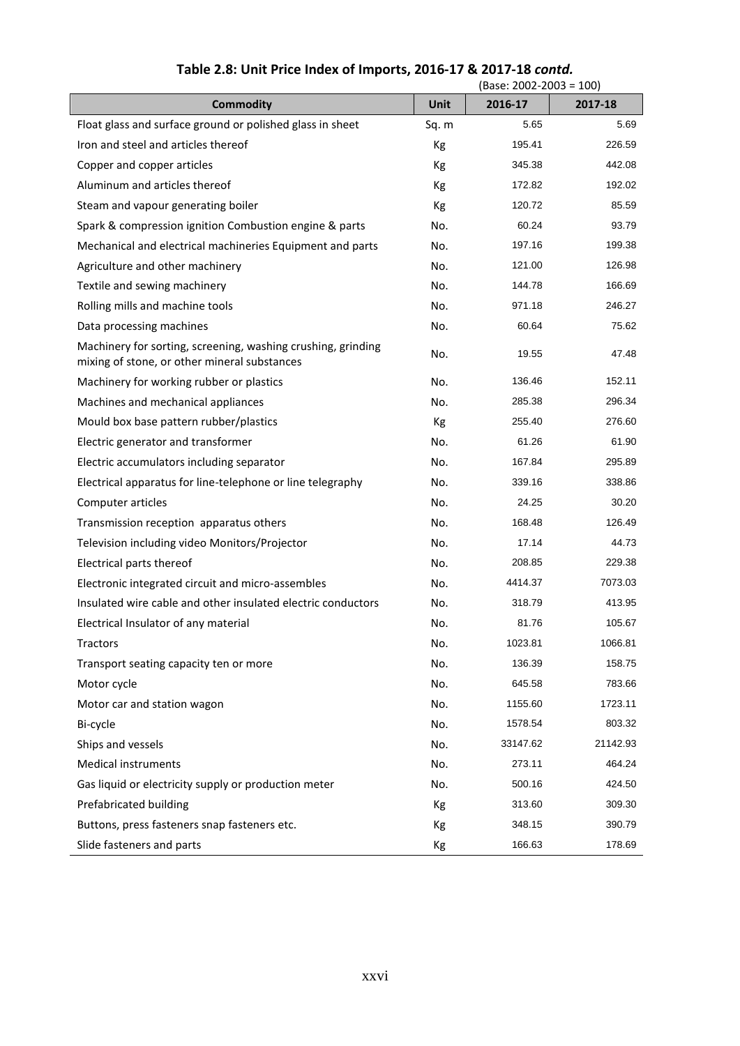## Table 2.8: Unit Price Index of Imports, 2016-17 & 2017-18 *contd.*

(Base: 2002-2003 = 100)

| Commodity | Unit | 2016-17 | 2017-18 |
|---|---|---|---|
| Float glass and surface ground or polished glass in sheet | Sq. m | 5.65 | 5.69 |
| Iron and steel and articles thereof | Kg | 195.41 | 226.59 |
| Copper and copper articles | Kg | 345.38 | 442.08 |
| Aluminum and articles thereof | Kg | 172.82 | 192.02 |
| Steam and vapour generating boiler | Kg | 120.72 | 85.59 |
| Spark & compression ignition Combustion engine & parts | No. | 60.24 | 93.79 |
| Mechanical and electrical machineries Equipment and parts | No. | 197.16 | 199.38 |
| Agriculture and other machinery | No. | 121.00 | 126.98 |
| Textile and sewing machinery | No. | 144.78 | 166.69 |
| Rolling mills and machine tools | No. | 971.18 | 246.27 |
| Data processing machines | No. | 60.64 | 75.62 |
| Machinery for sorting, screening, washing crushing, grinding mixing of stone, or other mineral substances | No. | 19.55 | 47.48 |
| Machinery for working rubber or plastics | No. | 136.46 | 152.11 |
| Machines and mechanical appliances | No. | 285.38 | 296.34 |
| Mould box base pattern rubber/plastics | Kg | 255.40 | 276.60 |
| Electric generator and transformer | No. | 61.26 | 61.90 |
| Electric accumulators including separator | No. | 167.84 | 295.89 |
| Electrical apparatus for line-telephone or line telegraphy | No. | 339.16 | 338.86 |
| Computer articles | No. | 24.25 | 30.20 |
| Transmission reception apparatus others | No. | 168.48 | 126.49 |
| Television including video Monitors/Projector | No. | 17.14 | 44.73 |
| Electrical parts thereof | No. | 208.85 | 229.38 |
| Electronic integrated circuit and micro-assembles | No. | 4414.37 | 7073.03 |
| Insulated wire cable and other insulated electric conductors | No. | 318.79 | 413.95 |
| Electrical Insulator of any material | No. | 81.76 | 105.67 |
| Tractors | No. | 1023.81 | 1066.81 |
| Transport seating capacity ten or more | No. | 136.39 | 158.75 |
| Motor cycle | No. | 645.58 | 783.66 |
| Motor car and station wagon | No. | 1155.60 | 1723.11 |
| Bi-cycle | No. | 1578.54 | 803.32 |
| Ships and vessels | No. | 33147.62 | 21142.93 |
| Medical instruments | No. | 273.11 | 464.24 |
| Gas liquid or electricity supply or production meter | No. | 500.16 | 424.50 |
| Prefabricated building | Kg | 313.60 | 309.30 |
| Buttons, press fasteners snap fasteners etc. | Kg | 348.15 | 390.79 |
| Slide fasteners and parts | Kg | 166.63 | 178.69 |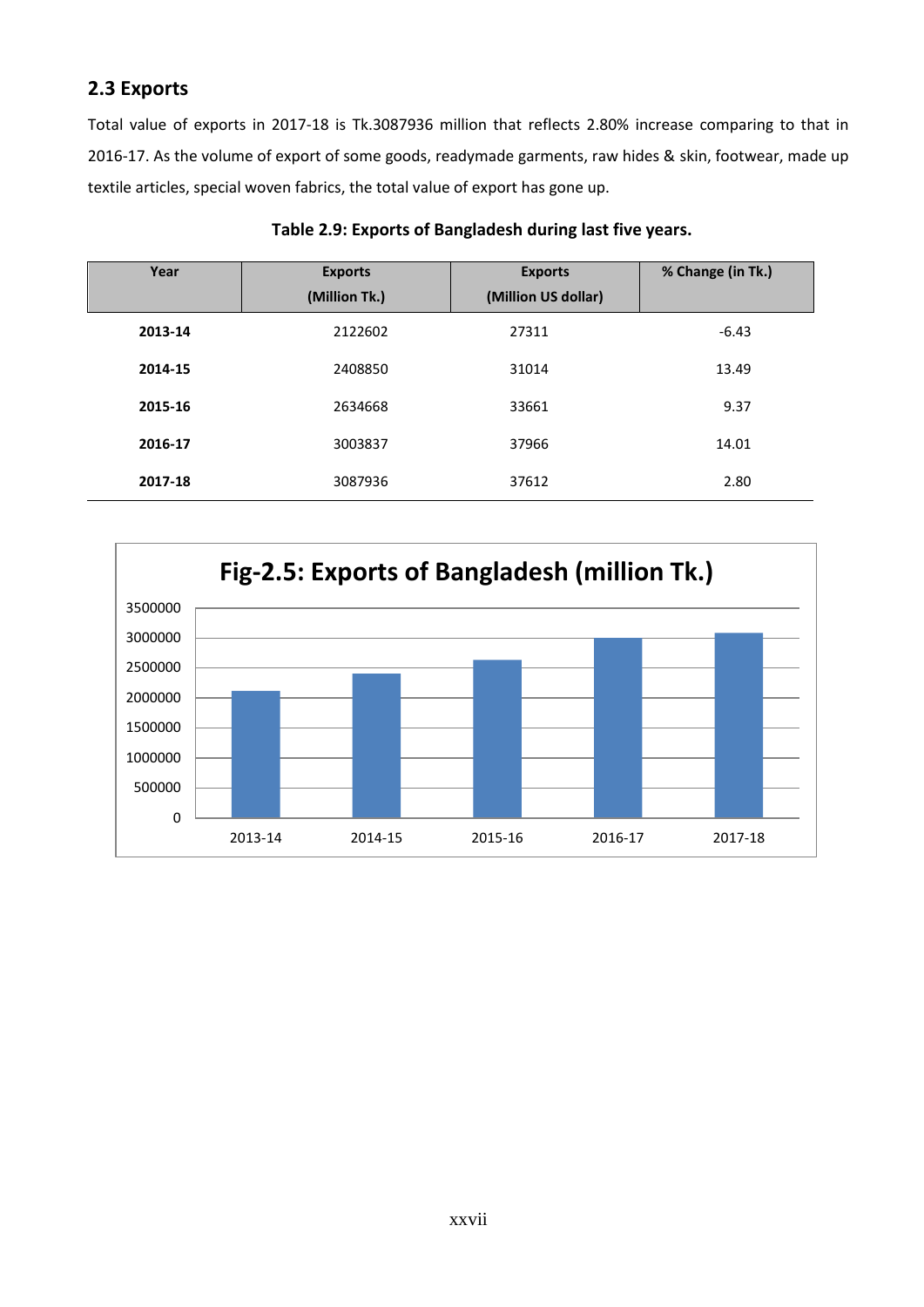## 2.3 Exports

Total value of exports in 2017-18 is Tk.3087936 million that reflects 2.80% increase comparing to that in 2016-17. As the volume of export of some goods, readymade garments, raw hides & skin, footwear, made up textile articles, special woven fabrics, the total value of export has gone up.

**Table 2.9: Exports of Bangladesh during last five years.**

| Year | Exports (Million Tk.) | Exports (Million US dollar) | % Change (in Tk.) |
|---|---|---|---|
| **2013-14** | 2122602 | 27311 | -6.43 |
| **2014-15** | 2408850 | 31014 | 13.49 |
| **2015-16** | 2634668 | 33661 | 9.37 |
| **2016-17** | 3003837 | 37966 | 14.01 |
| **2017-18** | 3087936 | 37612 | 2.80 |

**Fig-2.5: Exports of Bangladesh (million Tk.)**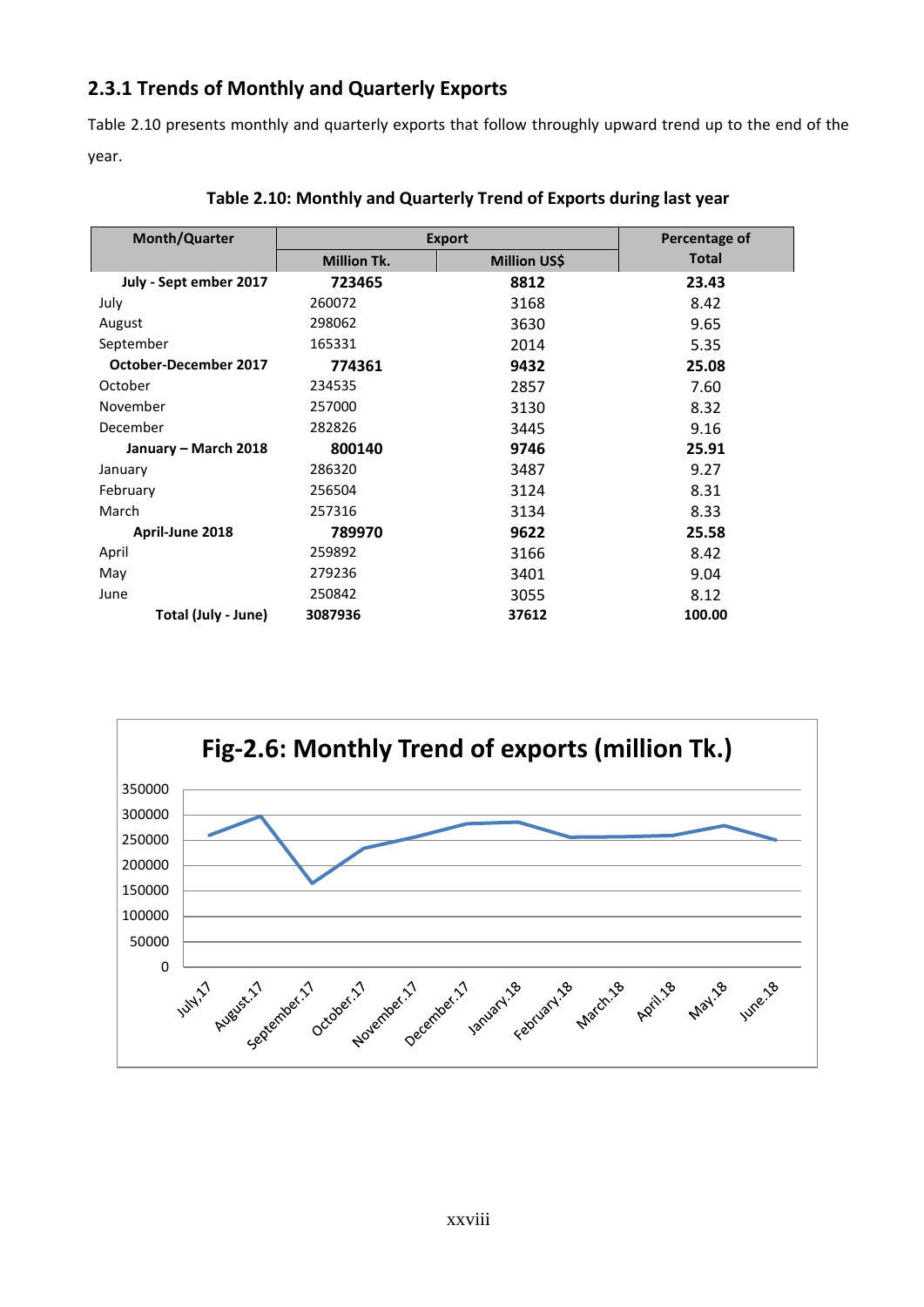## 2.3.1 Trends of Monthly and Quarterly Exports

Table 2.10 presents monthly and quarterly exports that follow throughly upward trend up to the end of the year.

**Table 2.10: Monthly and Quarterly Trend of Exports during last year**

| Month/Quarter | Export | | Percentage of Total |
|---|---|---|---|
| | Million Tk. | Million US$ | |
| **July - Sept ember 2017** | **723465** | **8812** | **23.43** |
| July | 260072 | 3168 | 8.42 |
| August | 298062 | 3630 | 9.65 |
| September | 165331 | 2014 | 5.35 |
| **October-December 2017** | **774361** | **9432** | **25.08** |
| October | 234535 | 2857 | 7.60 |
| November | 257000 | 3130 | 8.32 |
| December | 282826 | 3445 | 9.16 |
| **January – March 2018** | **800140** | **9746** | **25.91** |
| January | 286320 | 3487 | 9.27 |
| February | 256504 | 3124 | 8.31 |
| March | 257316 | 3134 | 8.33 |
| **April-June 2018** | **789970** | **9622** | **25.58** |
| April | 259892 | 3166 | 8.42 |
| May | 279236 | 3401 | 9.04 |
| June | 250842 | 3055 | 8.12 |
| **Total (July - June)** | **3087936** | **37612** | **100.00** |

**Fig-2.6: Monthly Trend of exports (million Tk.)**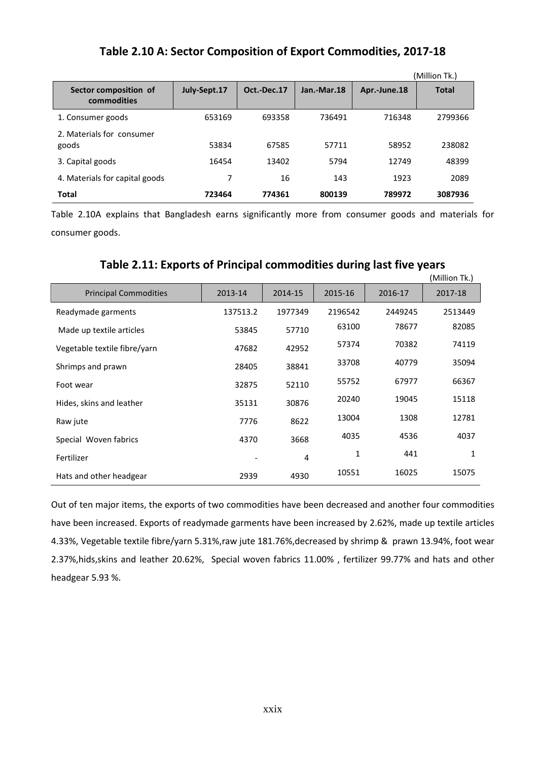## Table 2.10 A: Sector Composition of Export Commodities, 2017-18

(Million Tk.)

| Sector composition of commodities | July-Sept.17 | Oct.-Dec.17 | Jan.-Mar.18 | Apr.-June.18 | Total |
|---|---|---|---|---|---|
| 1. Consumer goods | 653169 | 693358 | 736491 | 716348 | 2799366 |
| 2. Materials for consumer goods | 53834 | 67585 | 57711 | 58952 | 238082 |
| 3. Capital goods | 16454 | 13402 | 5794 | 12749 | 48399 |
| 4. Materials for capital goods | 7 | 16 | 143 | 1923 | 2089 |
| **Total** | **723464** | **774361** | **800139** | **789972** | **3087936** |

Table 2.10A explains that Bangladesh earns significantly more from consumer goods and materials for consumer goods.

## Table 2.11: Exports of Principal commodities during last five years

(Million Tk.)

| Principal Commodities | 2013-14 | 2014-15 | 2015-16 | 2016-17 | 2017-18 |
|---|---|---|---|---|---|
| Readymade garments | 137513.2 | 1977349 | 2196542 | 2449245 | 2513449 |
| Made up textile articles | 53845 | 57710 | 63100 | 78677 | 82085 |
| Vegetable textile fibre/yarn | 47682 | 42952 | 57374 | 70382 | 74119 |
| Shrimps and prawn | 28405 | 38841 | 33708 | 40779 | 35094 |
| Foot wear | 32875 | 52110 | 55752 | 67977 | 66367 |
| Hides, skins and leather | 35131 | 30876 | 20240 | 19045 | 15118 |
| Raw jute | 7776 | 8622 | 13004 | 1308 | 12781 |
| Special Woven fabrics | 4370 | 3668 | 4035 | 4536 | 4037 |
| Fertilizer | - | 4 | 1 | 441 | 1 |
| Hats and other headgear | 2939 | 4930 | 10551 | 16025 | 15075 |

Out of ten major items, the exports of two commodities have been decreased and another four commodities have been increased. Exports of readymade garments have been increased by 2.62%, made up textile articles 4.33%, Vegetable textile fibre/yarn 5.31%,raw jute 181.76%,decreased by shrimp & prawn 13.94%, foot wear 2.37%,hids,skins and leather 20.62%, Special woven fabrics 11.00% , fertilizer 99.77% and hats and other headgear 5.93 %.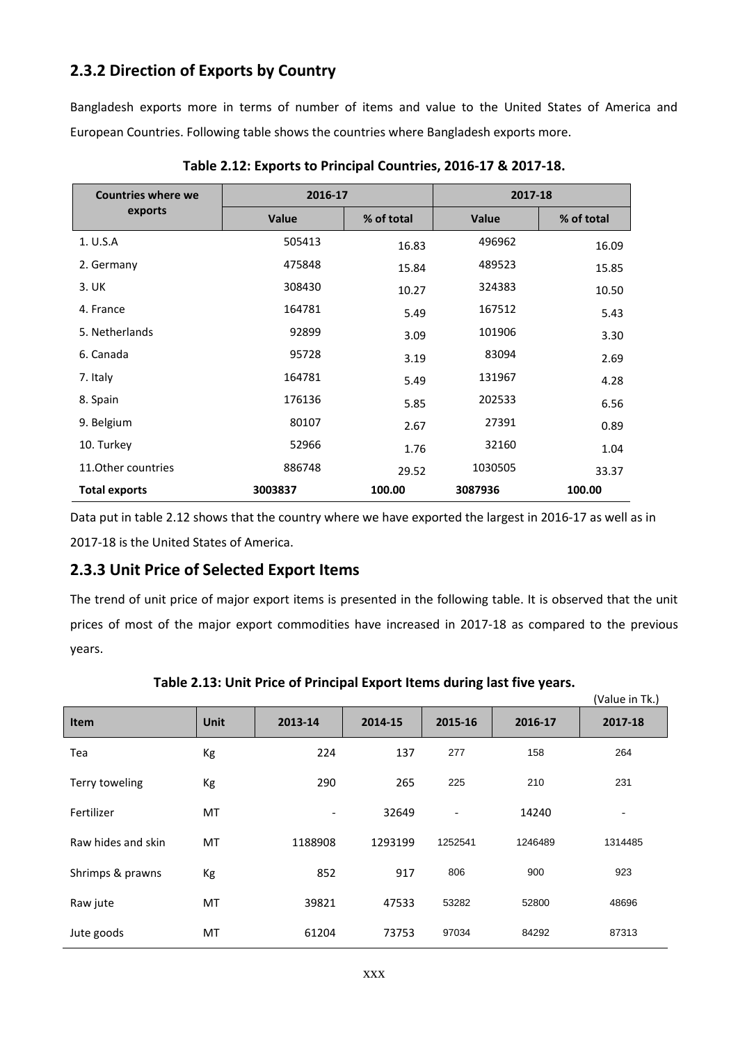## 2.3.2 Direction of Exports by Country

Bangladesh exports more in terms of number of items and value to the United States of America and European Countries. Following table shows the countries where Bangladesh exports more.

**Table 2.12: Exports to Principal Countries, 2016-17 & 2017-18.**

| Countries where we exports | 2016-17 | | 2017-18 | |
|---|---|---|---|---|
| | Value | % of total | Value | % of total |
| 1. U.S.A | 505413 | 16.83 | 496962 | 16.09 |
| 2. Germany | 475848 | 15.84 | 489523 | 15.85 |
| 3. UK | 308430 | 10.27 | 324383 | 10.50 |
| 4. France | 164781 | 5.49 | 167512 | 5.43 |
| 5. Netherlands | 92899 | 3.09 | 101906 | 3.30 |
| 6. Canada | 95728 | 3.19 | 83094 | 2.69 |
| 7. Italy | 164781 | 5.49 | 131967 | 4.28 |
| 8. Spain | 176136 | 5.85 | 202533 | 6.56 |
| 9. Belgium | 80107 | 2.67 | 27391 | 0.89 |
| 10. Turkey | 52966 | 1.76 | 32160 | 1.04 |
| 11.Other countries | 886748 | 29.52 | 1030505 | 33.37 |
| **Total exports** | **3003837** | **100.00** | **3087936** | **100.00** |

Data put in table 2.12 shows that the country where we have exported the largest in 2016-17 as well as in 2017-18 is the United States of America.

## 2.3.3 Unit Price of Selected Export Items

The trend of unit price of major export items is presented in the following table. It is observed that the unit prices of most of the major export commodities have increased in 2017-18 as compared to the previous years.

**Table 2.13: Unit Price of Principal Export Items during last five years.**

(Value in Tk.)

| Item | Unit | 2013-14 | 2014-15 | 2015-16 | 2016-17 | 2017-18 |
|---|---|---|---|---|---|---|
| Tea | Kg | 224 | 137 | 277 | 158 | 264 |
| Terry toweling | Kg | 290 | 265 | 225 | 210 | 231 |
| Fertilizer | MT | - | 32649 | - | 14240 | - |
| Raw hides and skin | MT | 1188908 | 1293199 | 1252541 | 1246489 | 1314485 |
| Shrimps & prawns | Kg | 852 | 917 | 806 | 900 | 923 |
| Raw jute | MT | 39821 | 47533 | 53282 | 52800 | 48696 |
| Jute goods | MT | 61204 | 73753 | 97034 | 84292 | 87313 |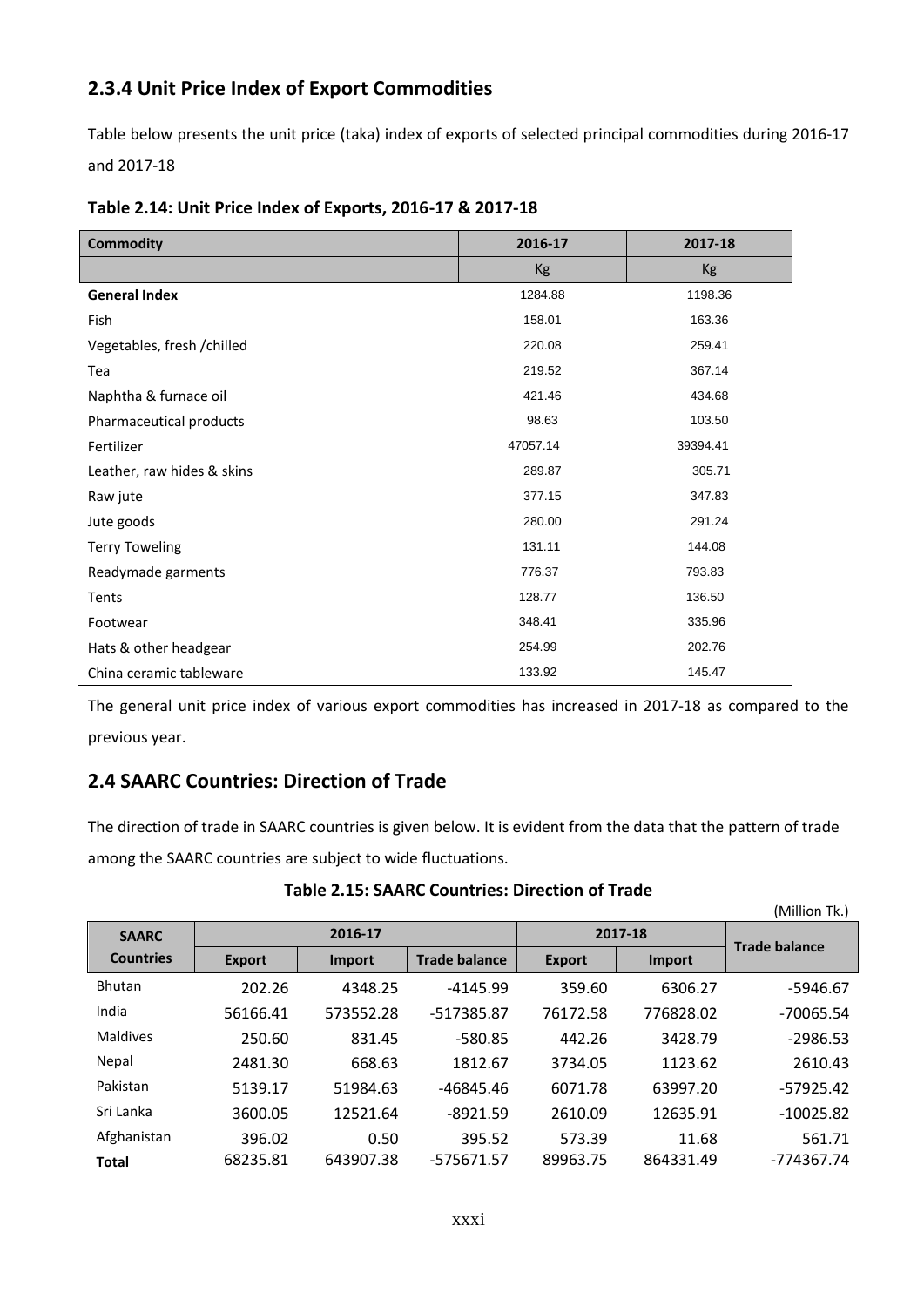## 2.3.4 Unit Price Index of Export Commodities

Table below presents the unit price (taka) index of exports of selected principal commodities during 2016-17 and 2017-18

**Table 2.14: Unit Price Index of Exports, 2016-17 & 2017-18**

| Commodity | 2016-17 | 2017-18 |
|---|---|---|
| | Kg | Kg |
| **General Index** | 1284.88 | 1198.36 |
| Fish | 158.01 | 163.36 |
| Vegetables, fresh /chilled | 220.08 | 259.41 |
| Tea | 219.52 | 367.14 |
| Naphtha & furnace oil | 421.46 | 434.68 |
| Pharmaceutical products | 98.63 | 103.50 |
| Fertilizer | 47057.14 | 39394.41 |
| Leather, raw hides & skins | 289.87 | 305.71 |
| Raw jute | 377.15 | 347.83 |
| Jute goods | 280.00 | 291.24 |
| Terry Toweling | 131.11 | 144.08 |
| Readymade garments | 776.37 | 793.83 |
| Tents | 128.77 | 136.50 |
| Footwear | 348.41 | 335.96 |
| Hats & other headgear | 254.99 | 202.76 |
| China ceramic tableware | 133.92 | 145.47 |

The general unit price index of various export commodities has increased in 2017-18 as compared to the previous year.

## 2.4 SAARC Countries: Direction of Trade

The direction of trade in SAARC countries is given below. It is evident from the data that the pattern of trade among the SAARC countries are subject to wide fluctuations.

**Table 2.15: SAARC Countries: Direction of Trade**

(Million Tk.)

| SAARC Countries | 2016-17 | | | 2017-18 | | Trade balance |
|---|---|---|---|---|---|---|
| | Export | Import | Trade balance | Export | Import | |
| Bhutan | 202.26 | 4348.25 | -4145.99 | 359.60 | 6306.27 | -5946.67 |
| India | 56166.41 | 573552.28 | -517385.87 | 76172.58 | 776828.02 | -70065.54 |
| Maldives | 250.60 | 831.45 | -580.85 | 442.26 | 3428.79 | -2986.53 |
| Nepal | 2481.30 | 668.63 | 1812.67 | 3734.05 | 1123.62 | 2610.43 |
| Pakistan | 5139.17 | 51984.63 | -46845.46 | 6071.78 | 63997.20 | -57925.42 |
| Sri Lanka | 3600.05 | 12521.64 | -8921.59 | 2610.09 | 12635.91 | -10025.82 |
| Afghanistan | 396.02 | 0.50 | 395.52 | 573.39 | 11.68 | 561.71 |
| **Total** | 68235.81 | 643907.38 | -575671.57 | 89963.75 | 864331.49 | -774367.74 |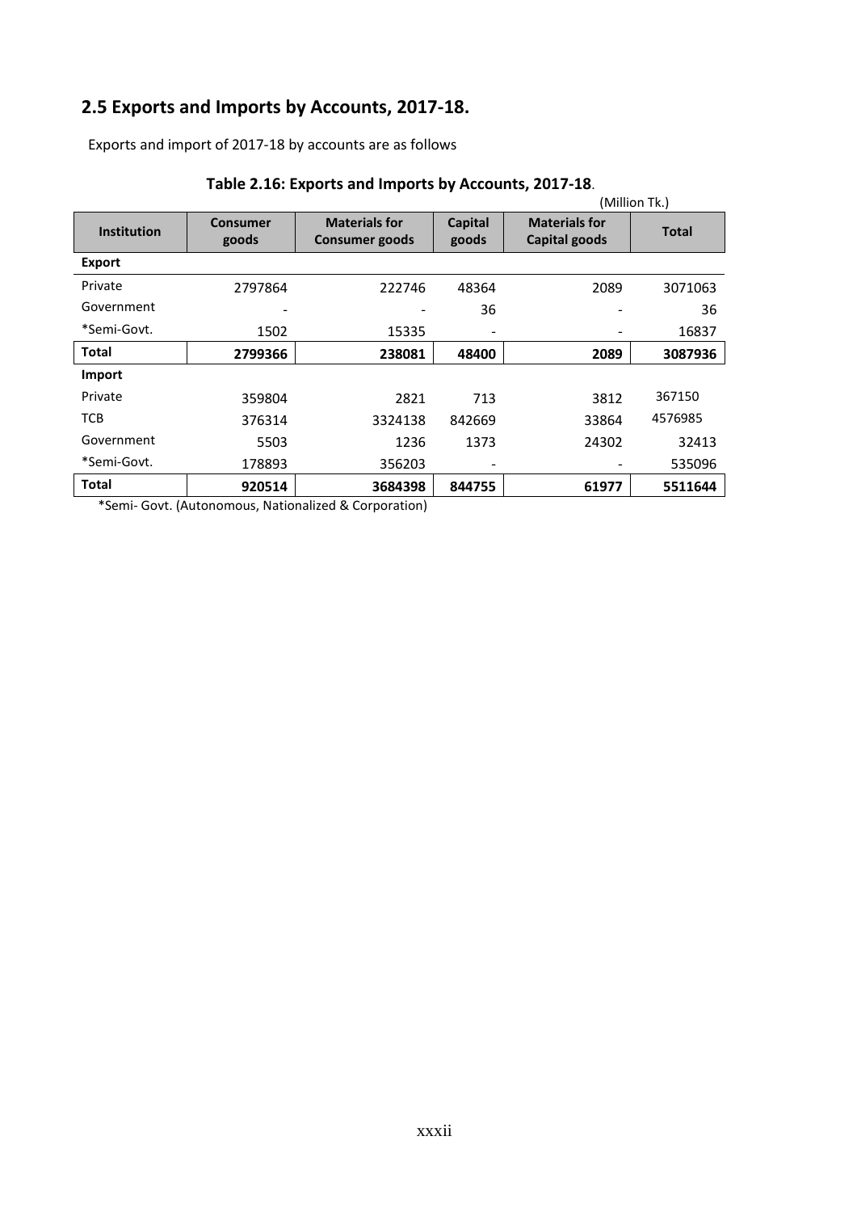## 2.5 Exports and Imports by Accounts, 2017-18.

Exports and import of 2017-18 by accounts are as follows

**Table 2.16: Exports and Imports by Accounts, 2017-18**.

(Million Tk.)

| Institution | Consumer goods | Materials for Consumer goods | Capital goods | Materials for Capital goods | Total |
|---|---|---|---|---|---|
| **Export** | | | | | |
| Private | 2797864 | 222746 | 48364 | 2089 | 3071063 |
| Government | - | - | 36 | - | 36 |
| *Semi-Govt. | 1502 | 15335 | - | - | 16837 |
| **Total** | **2799366** | **238081** | **48400** | **2089** | **3087936** |
| **Import** | | | | | |
| Private | 359804 | 2821 | 713 | 3812 | 367150 |
| TCB | 376314 | 3324138 | 842669 | 33864 | 4576985 |
| Government | 5503 | 1236 | 1373 | 24302 | 32413 |
| *Semi-Govt. | 178893 | 356203 | - | - | 535096 |
| **Total** | **920514** | **3684398** | **844755** | **61977** | **5511644** |

*Semi- Govt. (Autonomous, Nationalized & Corporation)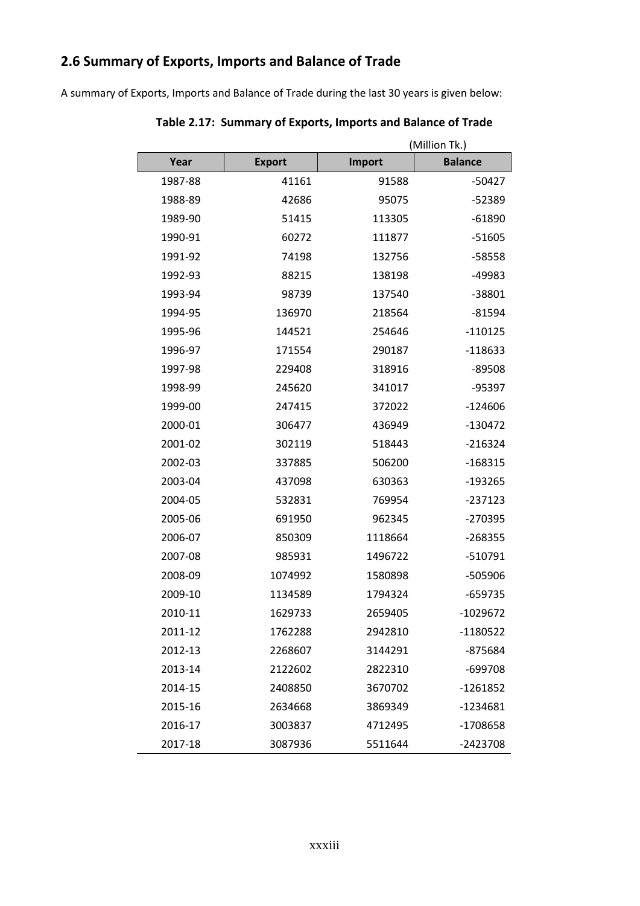## 2.6 Summary of Exports, Imports and Balance of Trade

A summary of Exports, Imports and Balance of Trade during the last 30 years is given below:

**Table 2.17: Summary of Exports, Imports and Balance of Trade**

(Million Tk.)

| Year | Export | Import | Balance |
|---|---|---|---|
| 1987-88 | 41161 | 91588 | -50427 |
| 1988-89 | 42686 | 95075 | -52389 |
| 1989-90 | 51415 | 113305 | -61890 |
| 1990-91 | 60272 | 111877 | -51605 |
| 1991-92 | 74198 | 132756 | -58558 |
| 1992-93 | 88215 | 138198 | -49983 |
| 1993-94 | 98739 | 137540 | -38801 |
| 1994-95 | 136970 | 218564 | -81594 |
| 1995-96 | 144521 | 254646 | -110125 |
| 1996-97 | 171554 | 290187 | -118633 |
| 1997-98 | 229408 | 318916 | -89508 |
| 1998-99 | 245620 | 341017 | -95397 |
| 1999-00 | 247415 | 372022 | -124606 |
| 2000-01 | 306477 | 436949 | -130472 |
| 2001-02 | 302119 | 518443 | -216324 |
| 2002-03 | 337885 | 506200 | -168315 |
| 2003-04 | 437098 | 630363 | -193265 |
| 2004-05 | 532831 | 769954 | -237123 |
| 2005-06 | 691950 | 962345 | -270395 |
| 2006-07 | 850309 | 1118664 | -268355 |
| 2007-08 | 985931 | 1496722 | -510791 |
| 2008-09 | 1074992 | 1580898 | -505906 |
| 2009-10 | 1134589 | 1794324 | -659735 |
| 2010-11 | 1629733 | 2659405 | -1029672 |
| 2011-12 | 1762288 | 2942810 | -1180522 |
| 2012-13 | 2268607 | 3144291 | -875684 |
| 2013-14 | 2122602 | 2822310 | -699708 |
| 2014-15 | 2408850 | 3670702 | -1261852 |
| 2015-16 | 2634668 | 3869349 | -1234681 |
| 2016-17 | 3003837 | 4712495 | -1708658 |
| 2017-18 | 3087936 | 5511644 | -2423708 |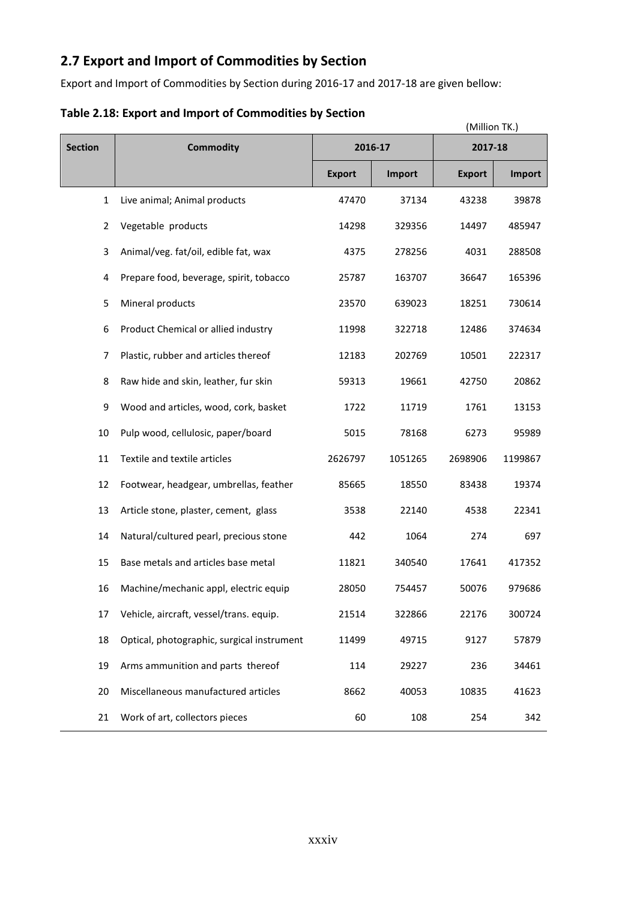## 2.7 Export and Import of Commodities by Section

Export and Import of Commodities by Section during 2016-17 and 2017-18 are given bellow:

**Table 2.18: Export and Import of Commodities by Section**

(Million TK.)

| Section | Commodity | 2016-17 | | 2017-18 | |
|---|---|---|---|---|---|
| | | Export | Import | Export | Import |
| 1 | Live animal; Animal products | 47470 | 37134 | 43238 | 39878 |
| 2 | Vegetable products | 14298 | 329356 | 14497 | 485947 |
| 3 | Animal/veg. fat/oil, edible fat, wax | 4375 | 278256 | 4031 | 288508 |
| 4 | Prepare food, beverage, spirit, tobacco | 25787 | 163707 | 36647 | 165396 |
| 5 | Mineral products | 23570 | 639023 | 18251 | 730614 |
| 6 | Product Chemical or allied industry | 11998 | 322718 | 12486 | 374634 |
| 7 | Plastic, rubber and articles thereof | 12183 | 202769 | 10501 | 222317 |
| 8 | Raw hide and skin, leather, fur skin | 59313 | 19661 | 42750 | 20862 |
| 9 | Wood and articles, wood, cork, basket | 1722 | 11719 | 1761 | 13153 |
| 10 | Pulp wood, cellulosic, paper/board | 5015 | 78168 | 6273 | 95989 |
| 11 | Textile and textile articles | 2626797 | 1051265 | 2698906 | 1199867 |
| 12 | Footwear, headgear, umbrellas, feather | 85665 | 18550 | 83438 | 19374 |
| 13 | Article stone, plaster, cement, glass | 3538 | 22140 | 4538 | 22341 |
| 14 | Natural/cultured pearl, precious stone | 442 | 1064 | 274 | 697 |
| 15 | Base metals and articles base metal | 11821 | 340540 | 17641 | 417352 |
| 16 | Machine/mechanic appl, electric equip | 28050 | 754457 | 50076 | 979686 |
| 17 | Vehicle, aircraft, vessel/trans. equip. | 21514 | 322866 | 22176 | 300724 |
| 18 | Optical, photographic, surgical instrument | 11499 | 49715 | 9127 | 57879 |
| 19 | Arms ammunition and parts thereof | 114 | 29227 | 236 | 34461 |
| 20 | Miscellaneous manufactured articles | 8662 | 40053 | 10835 | 41623 |
| 21 | Work of art, collectors pieces | 60 | 108 | 254 | 342 |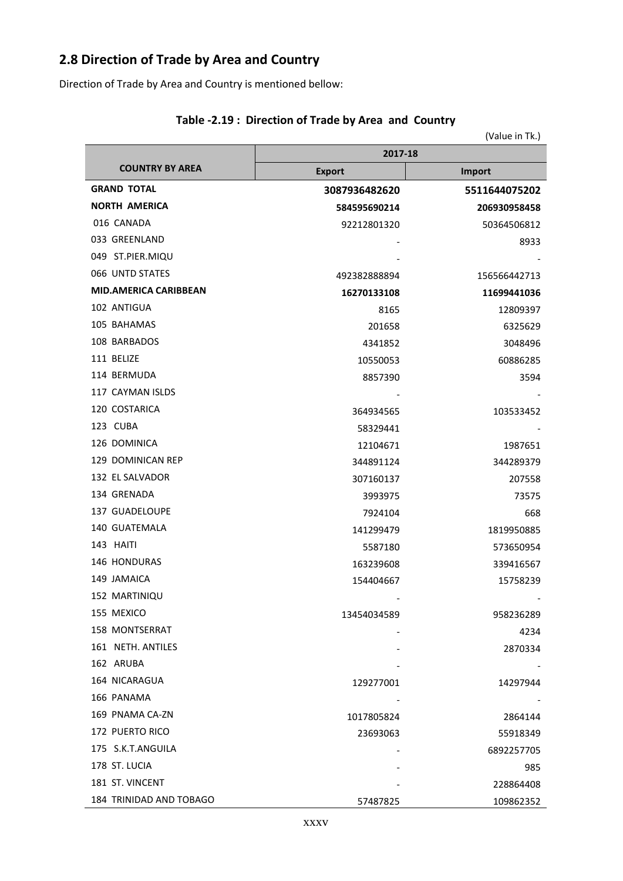## 2.8 Direction of Trade by Area and Country

Direction of Trade by Area and Country is mentioned bellow:

**Table -2.19 : Direction of Trade by Area and Country**

(Value in Tk.)

| COUNTRY BY AREA | 2017-18 | |
|---|---|---|
| | **Export** | **Import** |
| **GRAND TOTAL** | **3087936482620** | **5511644075202** |
| **NORTH AMERICA** | **584595690214** | **206930958458** |
| 016 CANADA | 92212801320 | 50364506812 |
| 033 GREENLAND | - | 8933 |
| 049 ST.PIER.MIQU | - | - |
| 066 UNTD STATES | 492382888894 | 156566442713 |
| **MID.AMERICA CARIBBEAN** | **16270133108** | **11699441036** |
| 102 ANTIGUA | 8165 | 12809397 |
| 105 BAHAMAS | 201658 | 6325629 |
| 108 BARBADOS | 4341852 | 3048496 |
| 111 BELIZE | 10550053 | 60886285 |
| 114 BERMUDA | 8857390 | 3594 |
| 117 CAYMAN ISLDS | - | - |
| 120 COSTARICA | 364934565 | 103533452 |
| 123 CUBA | 58329441 | - |
| 126 DOMINICA | 12104671 | 1987651 |
| 129 DOMINICAN REP | 344891124 | 344289379 |
| 132 EL SALVADOR | 307160137 | 207558 |
| 134 GRENADA | 3993975 | 73575 |
| 137 GUADELOUPE | 7924104 | 668 |
| 140 GUATEMALA | 141299479 | 1819950885 |
| 143 HAITI | 5587180 | 573650954 |
| 146 HONDURAS | 163239608 | 339416567 |
| 149 JAMAICA | 154404667 | 15758239 |
| 152 MARTINIQU | - | - |
| 155 MEXICO | 13454034589 | 958236289 |
| 158 MONTSERRAT | - | 4234 |
| 161 NETH. ANTILES | - | 2870334 |
| 162 ARUBA | - | - |
| 164 NICARAGUA | 129277001 | 14297944 |
| 166 PANAMA | - | - |
| 169 PNAMA CA-ZN | 1017805824 | 2864144 |
| 172 PUERTO RICO | 23693063 | 55918349 |
| 175 S.K.T.ANGUILA | - | 6892257705 |
| 178 ST. LUCIA | - | 985 |
| 181 ST. VINCENT | - | 228864408 |
| 184 TRINIDAD AND TOBAGO | 57487825 | 109862352 |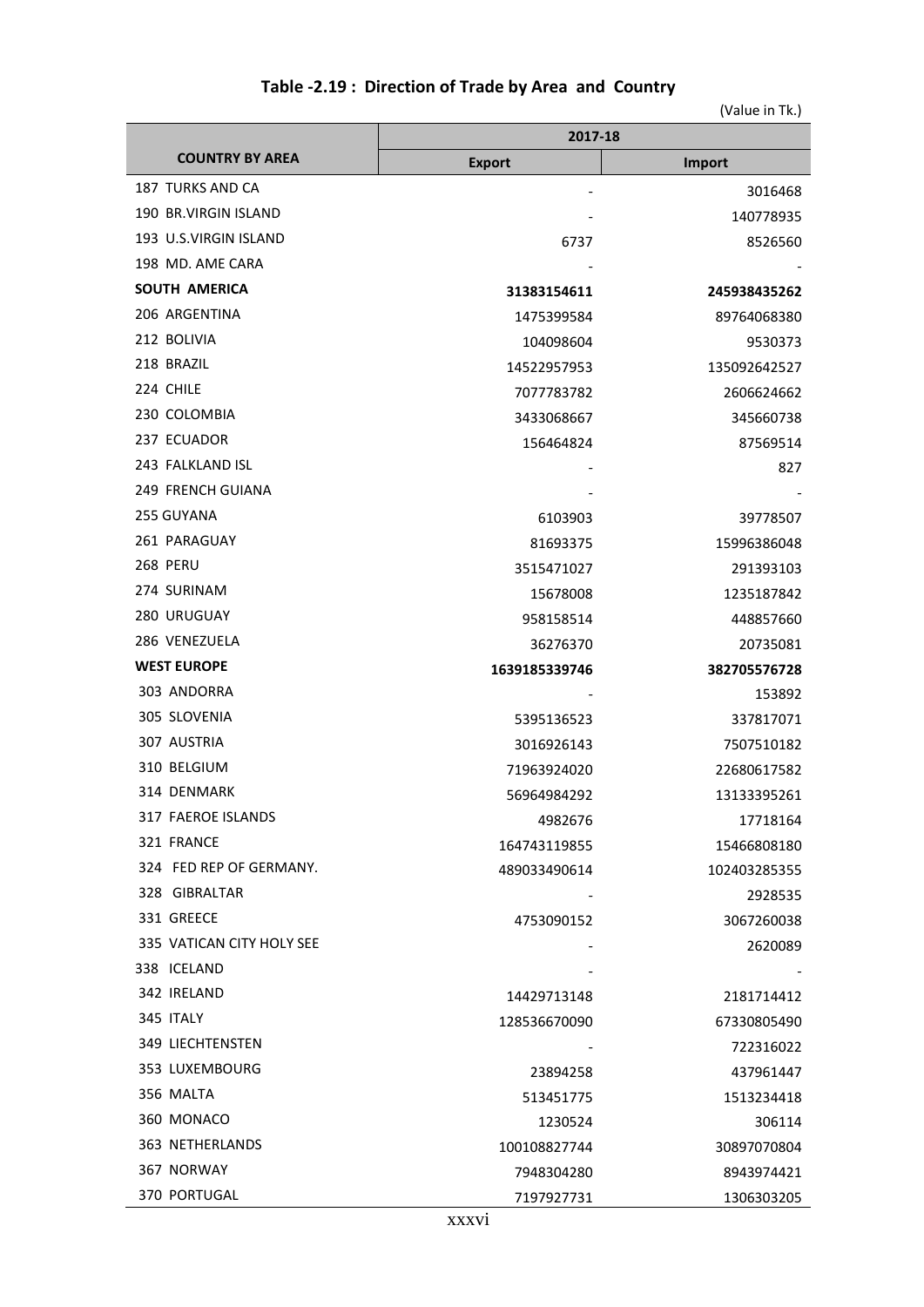## Table -2.19 : Direction of Trade by Area and Country

(Value in Tk.)

| COUNTRY BY AREA | 2017-18 | |
|---|---|---|
| | **Export** | **Import** |
| 187 TURKS AND CA | - | 3016468 |
| 190 BR.VIRGIN ISLAND | - | 140778935 |
| 193 U.S.VIRGIN ISLAND | 6737 | 8526560 |
| 198 MD. AME CARA | - | - |
| **SOUTH AMERICA** | **31383154611** | **245938435262** |
| 206 ARGENTINA | 1475399584 | 89764068380 |
| 212 BOLIVIA | 104098604 | 9530373 |
| 218 BRAZIL | 14522957953 | 135092642527 |
| 224 CHILE | 7077783782 | 2606624662 |
| 230 COLOMBIA | 3433068667 | 345660738 |
| 237 ECUADOR | 156464824 | 87569514 |
| 243 FALKLAND ISL | - | 827 |
| 249 FRENCH GUIANA | - | - |
| 255 GUYANA | 6103903 | 39778507 |
| 261 PARAGUAY | 81693375 | 15996386048 |
| 268 PERU | 3515471027 | 291393103 |
| 274 SURINAM | 15678008 | 1235187842 |
| 280 URUGUAY | 958158514 | 448857660 |
| 286 VENEZUELA | 36276370 | 20735081 |
| **WEST EUROPE** | **1639185339746** | **382705576728** |
| 303 ANDORRA | - | 153892 |
| 305 SLOVENIA | 5395136523 | 337817071 |
| 307 AUSTRIA | 3016926143 | 7507510182 |
| 310 BELGIUM | 71963924020 | 22680617582 |
| 314 DENMARK | 56964984292 | 13133395261 |
| 317 FAEROE ISLANDS | 4982676 | 17718164 |
| 321 FRANCE | 164743119855 | 15466808180 |
| 324 FED REP OF GERMANY. | 489033490614 | 102403285355 |
| 328 GIBRALTAR | - | 2928535 |
| 331 GREECE | 4753090152 | 3067260038 |
| 335 VATICAN CITY HOLY SEE | - | 2620089 |
| 338 ICELAND | - | - |
| 342 IRELAND | 14429713148 | 2181714412 |
| 345 ITALY | 128536670090 | 67330805490 |
| 349 LIECHTENSTEN | - | 722316022 |
| 353 LUXEMBOURG | 23894258 | 437961447 |
| 356 MALTA | 513451775 | 1513234418 |
| 360 MONACO | 1230524 | 306114 |
| 363 NETHERLANDS | 100108827744 | 30897070804 |
| 367 NORWAY | 7948304280 | 8943974421 |
| 370 PORTUGAL | 7197927731 | 1306303205 |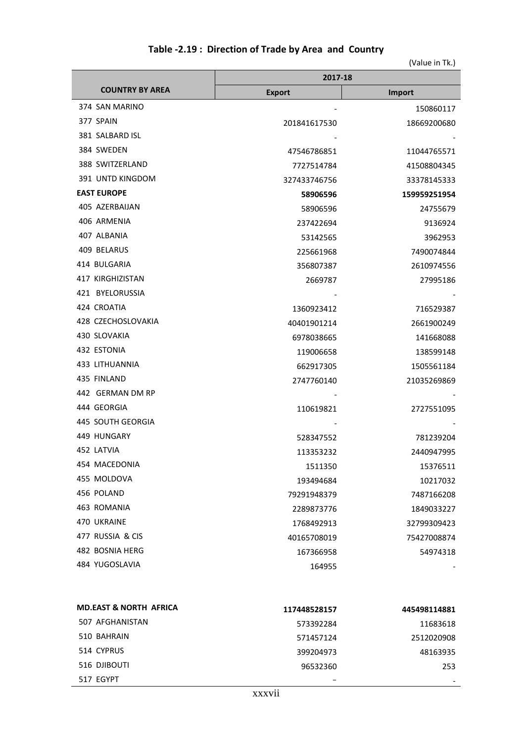## Table -2.19 : Direction of Trade by Area and Country

(Value in Tk.)

| COUNTRY BY AREA | 2017-18 | |
|---|---|---|
| | Export | Import |
| 374 SAN MARINO | - | 150860117 |
| 377 SPAIN | 201841617530 | 18669200680 |
| 381 SALBARD ISL | - | - |
| 384 SWEDEN | 47546786851 | 11044765571 |
| 388 SWITZERLAND | 7727514784 | 41508804345 |
| 391 UNTD KINGDOM | 327433746756 | 33378145333 |
| **EAST EUROPE** | **58906596** | **159959251954** |
| 405 AZERBAIJAN | 58906596 | 24755679 |
| 406 ARMENIA | 237422694 | 9136924 |
| 407 ALBANIA | 53142565 | 3962953 |
| 409 BELARUS | 225661968 | 7490074844 |
| 414 BULGARIA | 356807387 | 2610974556 |
| 417 KIRGHIZISTAN | 2669787 | 27995186 |
| 421 BYELORUSSIA | - | - |
| 424 CROATIA | 1360923412 | 716529387 |
| 428 CZECHOSLOVAKIA | 40401901214 | 2661900249 |
| 430 SLOVAKIA | 6978038665 | 141668088 |
| 432 ESTONIA | 119006658 | 138599148 |
| 433 LITHUANNIA | 662917305 | 1505561184 |
| 435 FINLAND | 2747760140 | 21035269869 |
| 442 GERMAN DM RP | - | - |
| 444 GEORGIA | 110619821 | 2727551095 |
| 445 SOUTH GEORGIA | - | - |
| 449 HUNGARY | 528347552 | 781239204 |
| 452 LATVIA | 113353232 | 2440947995 |
| 454 MACEDONIA | 1511350 | 15376511 |
| 455 MOLDOVA | 193494684 | 10217032 |
| 456 POLAND | 79291948379 | 7487166208 |
| 463 ROMANIA | 2289873776 | 1849033227 |
| 470 UKRAINE | 1768492913 | 32799309423 |
| 477 RUSSIA & CIS | 40165708019 | 75427008874 |
| 482 BOSNIA HERG | 167366958 | 54974318 |
| 484 YUGOSLAVIA | 164955 | - |
| **MD.EAST & NORTH AFRICA** | **117448528157** | **445498114881** |
| 507 AFGHANISTAN | 573392284 | 11683618 |
| 510 BAHRAIN | 571457124 | 2512020908 |
| 514 CYPRUS | 399204973 | 48163935 |
| 516 DJIBOUTI | 96532360 | 253 |
| 517 EGYPT | - | - |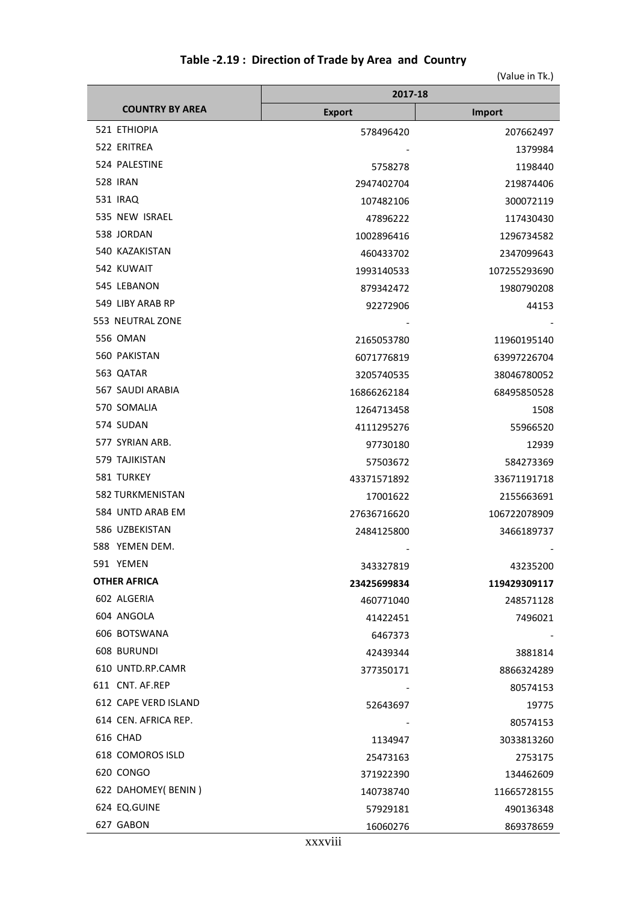## Table -2.19 : Direction of Trade by Area and Country

(Value in Tk.)

| COUNTRY BY AREA | 2017-18 | |
|---|---|---|
| | Export | Import |
| 521 ETHIOPIA | 578496420 | 207662497 |
| 522 ERITREA | - | 1379984 |
| 524 PALESTINE | 5758278 | 1198440 |
| 528 IRAN | 2947402704 | 219874406 |
| 531 IRAQ | 107482106 | 300072119 |
| 535 NEW ISRAEL | 47896222 | 117430430 |
| 538 JORDAN | 1002896416 | 1296734582 |
| 540 KAZAKISTAN | 460433702 | 2347099643 |
| 542 KUWAIT | 1993140533 | 107255293690 |
| 545 LEBANON | 879342472 | 1980790208 |
| 549 LIBY ARAB RP | 92272906 | 44153 |
| 553 NEUTRAL ZONE | - | - |
| 556 OMAN | 2165053780 | 11960195140 |
| 560 PAKISTAN | 6071776819 | 63997226704 |
| 563 QATAR | 3205740535 | 38046780052 |
| 567 SAUDI ARABIA | 16866262184 | 68495850528 |
| 570 SOMALIA | 1264713458 | 1508 |
| 574 SUDAN | 4111295276 | 55966520 |
| 577 SYRIAN ARB. | 97730180 | 12939 |
| 579 TAJIKISTAN | 57503672 | 584273369 |
| 581 TURKEY | 43371571892 | 33671191718 |
| 582 TURKMENISTAN | 17001622 | 2155663691 |
| 584 UNTD ARAB EM | 27636716620 | 106722078909 |
| 586 UZBEKISTAN | 2484125800 | 3466189737 |
| 588 YEMEN DEM. | - | - |
| 591 YEMEN | 343327819 | 43235200 |
| **OTHER AFRICA** | **23425699834** | **119429309117** |
| 602 ALGERIA | 460771040 | 248571128 |
| 604 ANGOLA | 41422451 | 7496021 |
| 606 BOTSWANA | 6467373 | - |
| 608 BURUNDI | 42439344 | 3881814 |
| 610 UNTD.RP.CAMR | 377350171 | 8866324289 |
| 611 CNT. AF.REP | - | 80574153 |
| 612 CAPE VERD ISLAND | 52643697 | 19775 |
| 614 CEN. AFRICA REP. | - | 80574153 |
| 616 CHAD | 1134947 | 3033813260 |
| 618 COMOROS ISLD | 25473163 | 2753175 |
| 620 CONGO | 371922390 | 134462609 |
| 622 DAHOMEY( BENIN ) | 140738740 | 11665728155 |
| 624 EQ.GUINE | 57929181 | 490136348 |
| 627 GABON | 16060276 | 869378659 |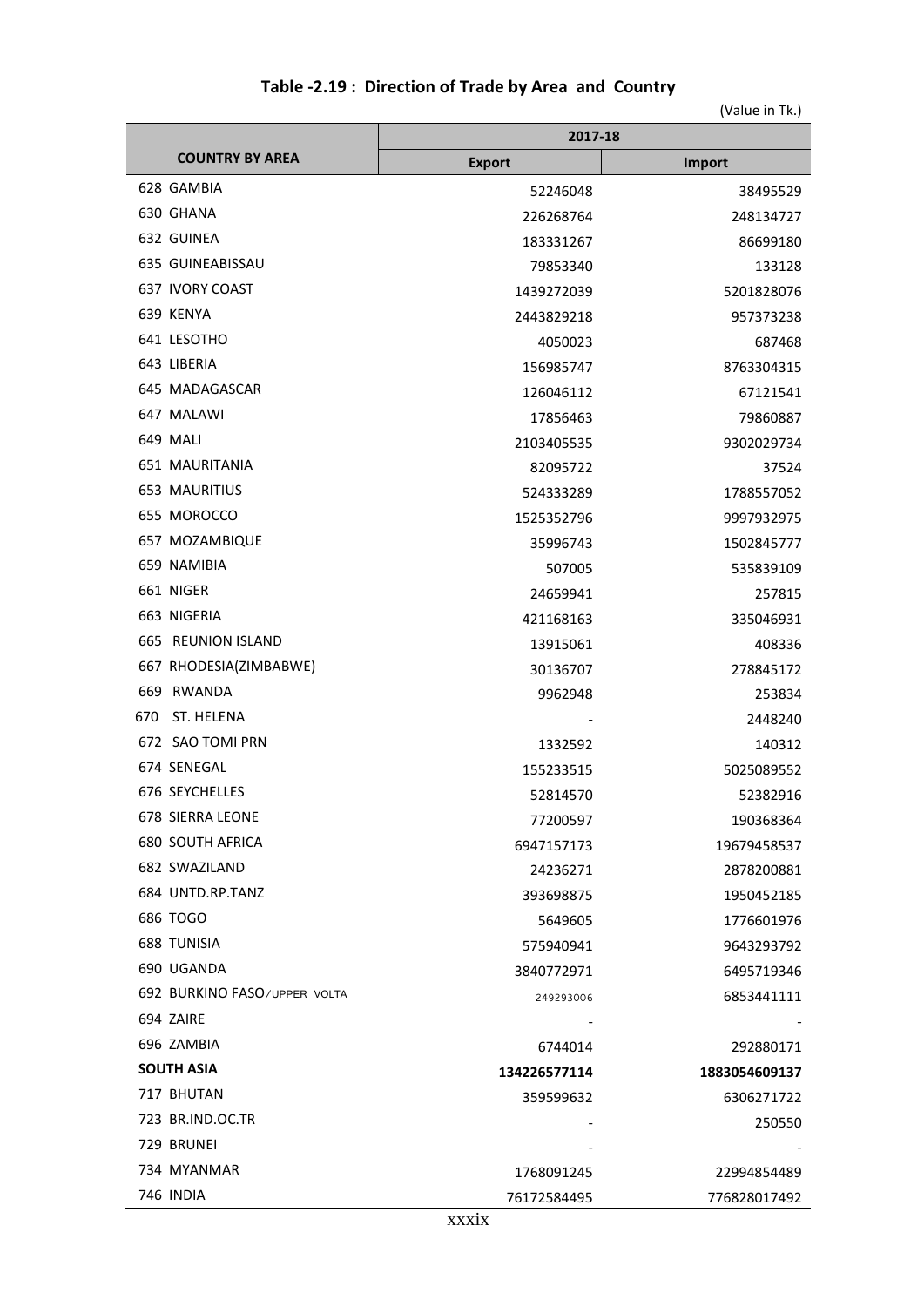## Table -2.19 : Direction of Trade by Area and Country

(Value in Tk.)

| COUNTRY BY AREA | 2017-18 | |
|---|---|---|
| | Export | Import |
| 628 GAMBIA | 52246048 | 38495529 |
| 630 GHANA | 226268764 | 248134727 |
| 632 GUINEA | 183331267 | 86699180 |
| 635 GUINEABISSAU | 79853340 | 133128 |
| 637 IVORY COAST | 1439272039 | 5201828076 |
| 639 KENYA | 2443829218 | 957373238 |
| 641 LESOTHO | 4050023 | 687468 |
| 643 LIBERIA | 156985747 | 8763304315 |
| 645 MADAGASCAR | 126046112 | 67121541 |
| 647 MALAWI | 17856463 | 79860887 |
| 649 MALI | 2103405535 | 9302029734 |
| 651 MAURITANIA | 82095722 | 37524 |
| 653 MAURITIUS | 524333289 | 1788557052 |
| 655 MOROCCO | 1525352796 | 9997932975 |
| 657 MOZAMBIQUE | 35996743 | 1502845777 |
| 659 NAMIBIA | 507005 | 535839109 |
| 661 NIGER | 24659941 | 257815 |
| 663 NIGERIA | 421168163 | 335046931 |
| 665 REUNION ISLAND | 13915061 | 408336 |
| 667 RHODESIA(ZIMBABWE) | 30136707 | 278845172 |
| 669 RWANDA | 9962948 | 253834 |
| 670 ST. HELENA | - | 2448240 |
| 672 SAO TOMI PRN | 1332592 | 140312 |
| 674 SENEGAL | 155233515 | 5025089552 |
| 676 SEYCHELLES | 52814570 | 52382916 |
| 678 SIERRA LEONE | 77200597 | 190368364 |
| 680 SOUTH AFRICA | 6947157173 | 19679458537 |
| 682 SWAZILAND | 24236271 | 2878200881 |
| 684 UNTD.RP.TANZ | 393698875 | 1950452185 |
| 686 TOGO | 5649605 | 1776601976 |
| 688 TUNISIA | 575940941 | 9643293792 |
| 690 UGANDA | 3840772971 | 6495719346 |
| 692 BURKINO FASO/UPPER VOLTA | 249293006 | 6853441111 |
| 694 ZAIRE | - | - |
| 696 ZAMBIA | 6744014 | 292880171 |
| **SOUTH ASIA** | **134226577114** | **1883054609137** |
| 717 BHUTAN | 359599632 | 6306271722 |
| 723 BR.IND.OC.TR | - | 250550 |
| 729 BRUNEI | - | - |
| 734 MYANMAR | 1768091245 | 22994854489 |
| 746 INDIA | 76172584495 | 776828017492 |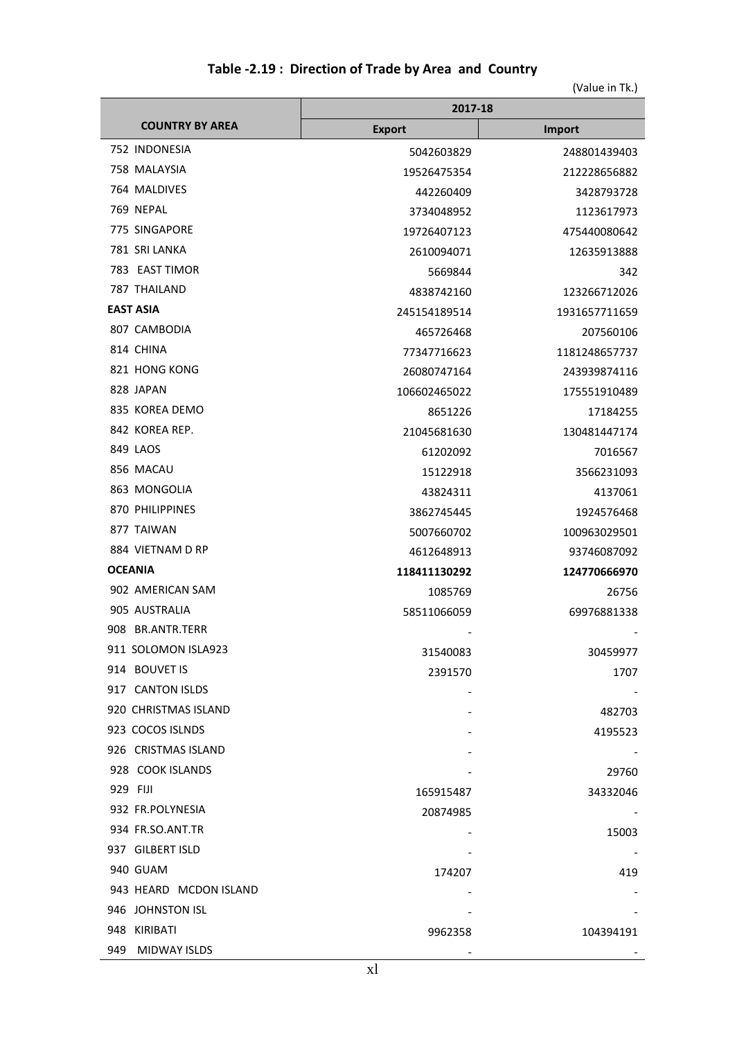## Table -2.19 : Direction of Trade by Area and Country

(Value in Tk.)

| COUNTRY BY AREA | 2017-18 | |
|---|---|---|
| | Export | Import |
| 752 INDONESIA | 5042603829 | 248801439403 |
| 758 MALAYSIA | 19526475354 | 212228656882 |
| 764 MALDIVES | 442260409 | 3428793728 |
| 769 NEPAL | 3734048952 | 1123617973 |
| 775 SINGAPORE | 19726407123 | 475440080642 |
| 781 SRI LANKA | 2610094071 | 12635913888 |
| 783 EAST TIMOR | 5669844 | 342 |
| 787 THAILAND | 4838742160 | 123266712026 |
| **EAST ASIA** | 245154189514 | 1931657711659 |
| 807 CAMBODIA | 465726468 | 207560106 |
| 814 CHINA | 77347716623 | 1181248657737 |
| 821 HONG KONG | 26080747164 | 243939874116 |
| 828 JAPAN | 106602465022 | 175551910489 |
| 835 KOREA DEMO | 8651226 | 17184255 |
| 842 KOREA REP. | 21045681630 | 130481447174 |
| 849 LAOS | 61202092 | 7016567 |
| 856 MACAU | 15122918 | 3566231093 |
| 863 MONGOLIA | 43824311 | 4137061 |
| 870 PHILIPPINES | 3862745445 | 1924576468 |
| 877 TAIWAN | 5007660702 | 100963029501 |
| 884 VIETNAM D RP | 4612648913 | 93746087092 |
| **OCEANIA** | **118411130292** | **124770666970** |
| 902 AMERICAN SAM | 1085769 | 26756 |
| 905 AUSTRALIA | 58511066059 | 69976881338 |
| 908 BR.ANTR.TERR | - | - |
| 911 SOLOMON ISLA923 | 31540083 | 30459977 |
| 914 BOUVET IS | 2391570 | 1707 |
| 917 CANTON ISLDS | - | - |
| 920 CHRISTMAS ISLAND | - | 482703 |
| 923 COCOS ISLNDS | - | 4195523 |
| 926 CRISTMAS ISLAND | - | - |
| 928 COOK ISLANDS | - | 29760 |
| 929 FIJI | 165915487 | 34332046 |
| 932 FR.POLYNESIA | 20874985 | - |
| 934 FR.SO.ANT.TR | - | 15003 |
| 937 GILBERT ISLD | - | - |
| 940 GUAM | 174207 | 419 |
| 943 HEARD MCDON ISLAND | - | - |
| 946 JOHNSTON ISL | - | - |
| 948 KIRIBATI | 9962358 | 104394191 |
| 949 MIDWAY ISLDS | - | - |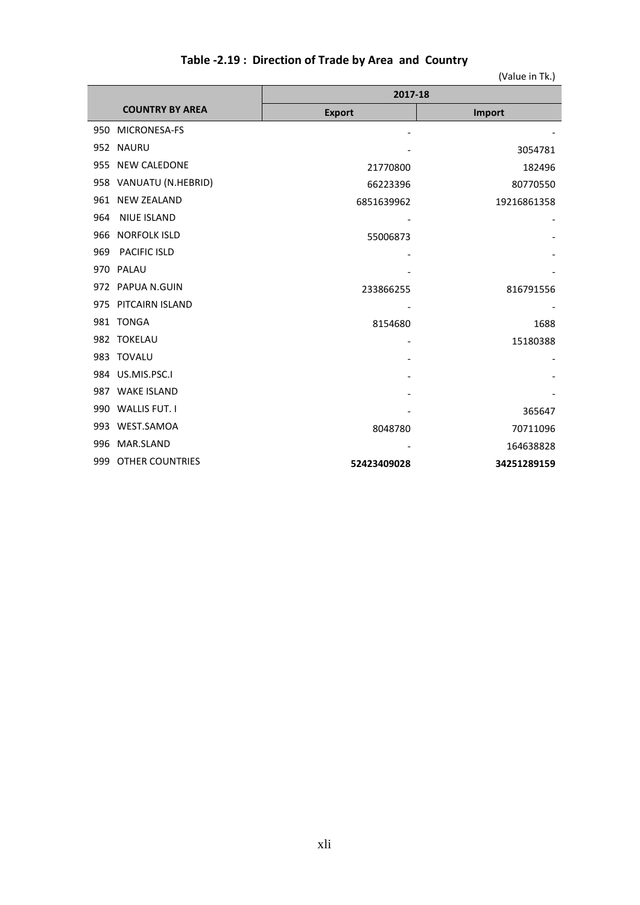## Table -2.19 : Direction of Trade by Area and Country

(Value in Tk.)

| COUNTRY BY AREA | 2017-18 | |
|---|---|---|
| | Export | Import |
| 950 MICRONESA-FS | - | - |
| 952 NAURU | - | 3054781 |
| 955 NEW CALEDONE | 21770800 | 182496 |
| 958 VANUATU (N.HEBRID) | 66223396 | 80770550 |
| 961 NEW ZEALAND | 6851639962 | 19216861358 |
| 964 NIUE ISLAND | - | - |
| 966 NORFOLK ISLD | 55006873 | - |
| 969 PACIFIC ISLD | - | - |
| 970 PALAU | - | - |
| 972 PAPUA N.GUIN | 233866255 | 816791556 |
| 975 PITCAIRN ISLAND | - | - |
| 981 TONGA | 8154680 | 1688 |
| 982 TOKELAU | - | 15180388 |
| 983 TOVALU | - | - |
| 984 US.MIS.PSC.I | - | - |
| 987 WAKE ISLAND | - | - |
| 990 WALLIS FUT. I | - | 365647 |
| 993 WEST.SAMOA | 8048780 | 70711096 |
| 996 MAR.SLAND | - | 164638828 |
| 999 OTHER COUNTRIES | **52423409028** | **34251289159** |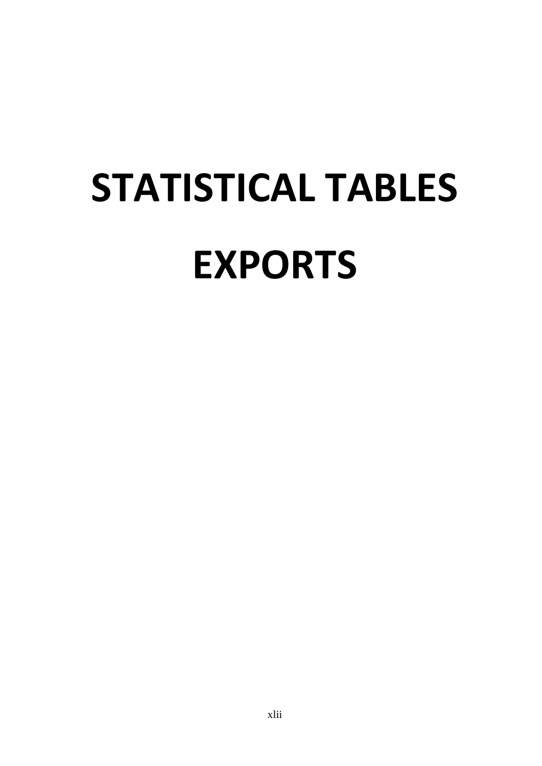# STATISTICAL TABLES

# EXPORTS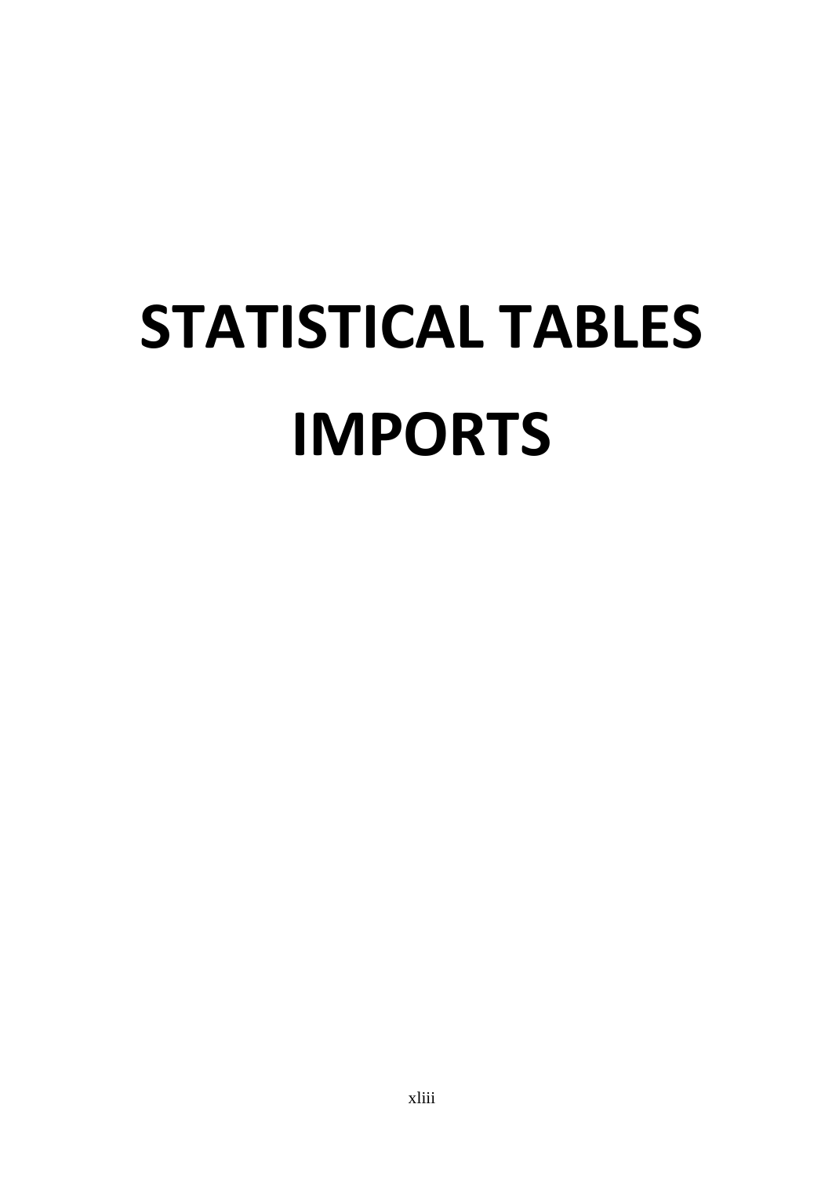# STATISTICAL TABLES

# IMPORTS